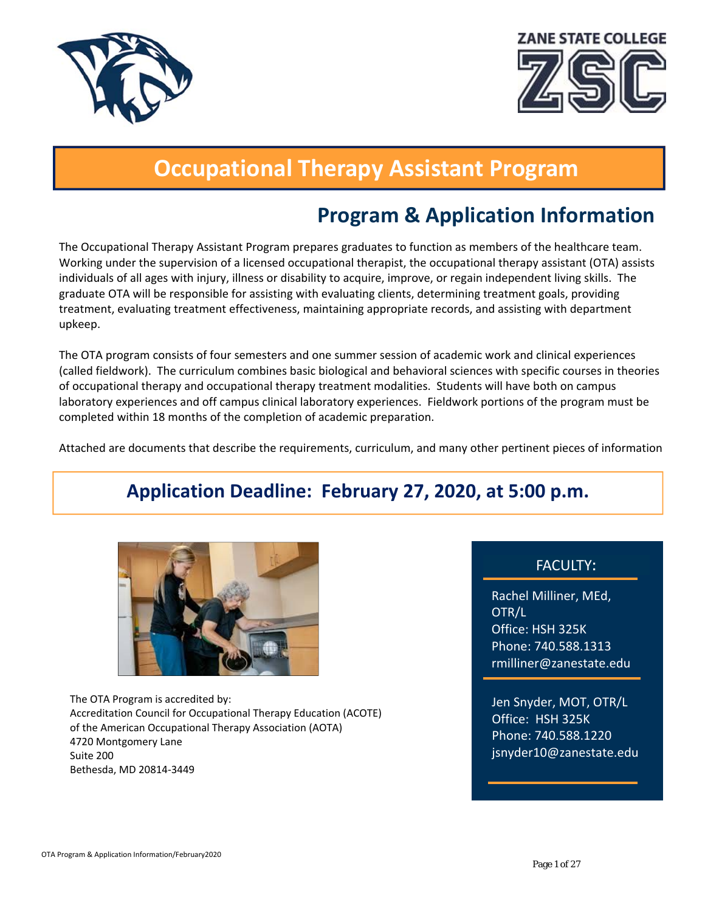ZANE STATE COLLEGE

ZSC

# Occupational Therapy Assistant Program

## Program & Application Information

The Occupational Therapy Assistant Program prepares graduates to function as members of the healthcare team. Working under the supervision of a licensed occupational therapist, the occupational therapy assistant (OTA) assists individuals of all ages with injury, illness or disability to acquire, improve, or regain independent living skills. The graduate OTA will be responsible for assisting with evaluating clients, determining treatment goals, providing treatment, evaluating treatment effectiveness, maintaining appropriate records, and assisting with department upkeep.

The OTA program consists of four semesters and one summer session of academic work and clinical experiences (called fieldwork). The curriculum combines basic biological and behavioral sciences with specific courses in theories of occupational therapy and occupational therapy treatment modalities. Students will have both on campus laboratory experiences and off campus clinical laboratory experiences. Fieldwork portions of the program must be completed within 18 months of the completion of academic preparation.

Attached are documents that describe the requirements, curriculum, and many other pertinent pieces of information

### Application Deadline: February 27, 2020, at 5:00 p.m.

The OTA Program is accredited by:
Accreditation Council for Occupational Therapy Education (ACOTE)
of the American Occupational Therapy Association (AOTA)
4720 Montgomery Lane
Suite 200
Bethesda, MD 20814-3449

**FACULTY:**

Rachel Milliner, MEd, OTR/L
Office: HSH 325K
Phone: 740.588.1313
rmilliner@zanestate.edu

Jen Snyder, MOT, OTR/L
Office: HSH 325K
Phone: 740.588.1220
jsnyder10@zanestate.edu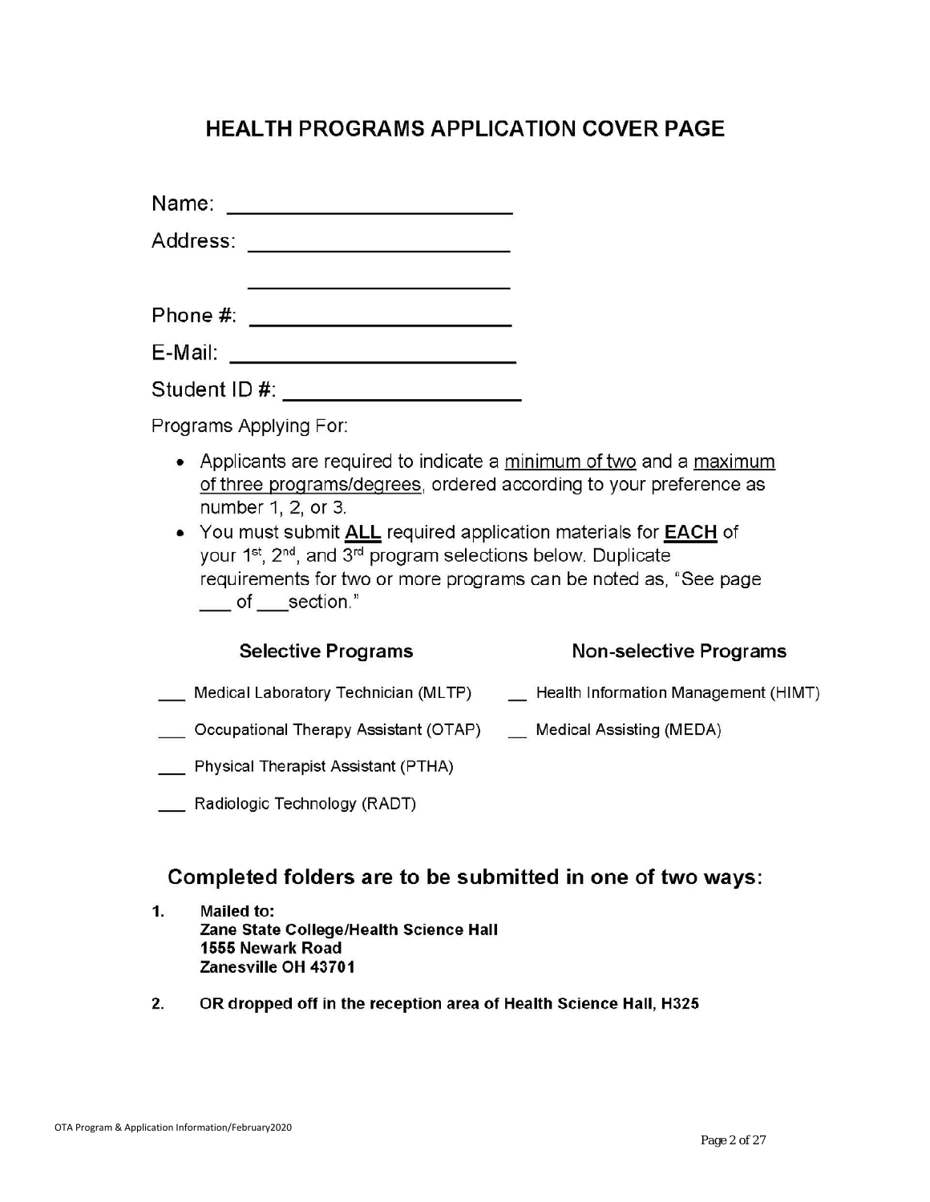# HEALTH PROGRAMS APPLICATION COVER PAGE

Name: ________________________

Address: ______________________

______________________

Phone #: ______________________

E-Mail: ________________________

Student ID #: ____________________

Programs Applying For:

- Applicants are required to indicate a minimum of two and a maximum of three programs/degrees, ordered according to your preference as number 1, 2, or 3.
- You must submit **ALL** required application materials for **EACH** of your 1st, 2nd, and 3rd program selections below. Duplicate requirements for two or more programs can be noted as, "See page ___ of ___section."

| Selective Programs | Non-selective Programs |
| --- | --- |
| ___ Medical Laboratory Technician (MLTP) | __ Health Information Management (HIMT) |
| ___ Occupational Therapy Assistant (OTAP) | __ Medical Assisting (MEDA) |
| ___ Physical Therapist Assistant (PTHA) | |
| ___ Radiologic Technology (RADT) | |

## Completed folders are to be submitted in one of two ways:

1. **Mailed to:**
   **Zane State College/Health Science Hall**
   **1555 Newark Road**
   **Zanesville OH 43701**

2. **OR dropped off in the reception area of Health Science Hall, H325**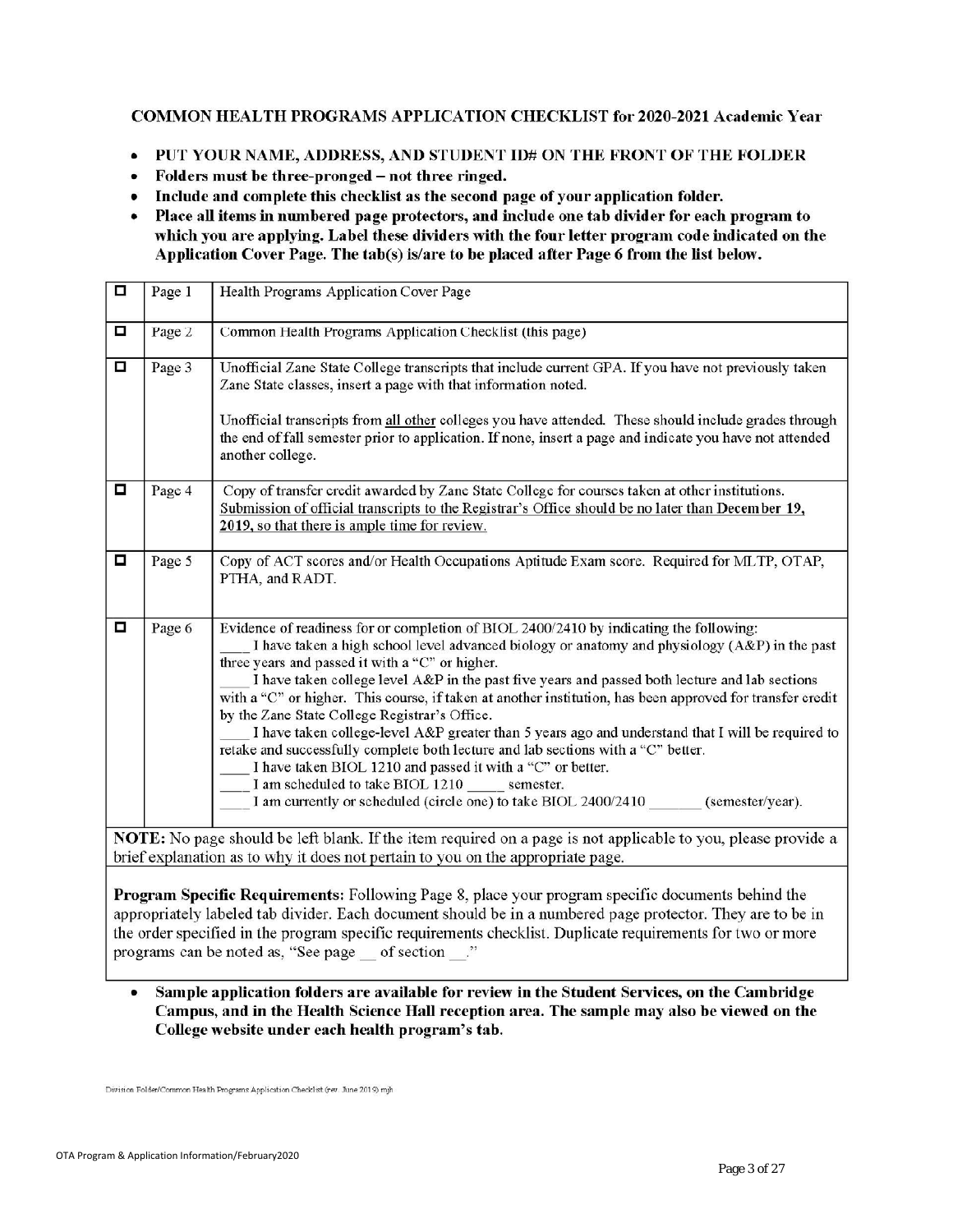**COMMON HEALTH PROGRAMS APPLICATION CHECKLIST for 2020-2021 Academic Year**

- **PUT YOUR NAME, ADDRESS, AND STUDENT ID# ON THE FRONT OF THE FOLDER**
- **Folders must be three-pronged – not three ringed.**
- **Include and complete this checklist as the second page of your application folder.**
- **Place all items in numbered page protectors, and include one tab divider for each program to which you are applying. Label these dividers with the four letter program code indicated on the Application Cover Page. The tab(s) is/are to be placed after Page 6 from the list below.**

| ☐ | Page | Item |
|---|---|---|
| ☐ | Page 1 | Health Programs Application Cover Page |
| ☐ | Page 2 | Common Health Programs Application Checklist (this page) |
| ☐ | Page 3 | Unofficial Zane State College transcripts that include current GPA. If you have not previously taken Zane State classes, insert a page with that information noted.<br><br>Unofficial transcripts from <u>all other</u> colleges you have attended. These should include grades through the end of fall semester prior to application. If none, insert a page and indicate you have not attended another college. |
| ☐ | Page 4 | Copy of transfer credit awarded by Zane State College for courses taken at other institutions. <u>Submission of official transcripts to the Registrar's Office should be no later than **December 19, 2019**, so that there is ample time for review.</u> |
| ☐ | Page 5 | Copy of ACT scores and/or Health Occupations Aptitude Exam score. Required for MLTP, OTAP, PTHA, and RADT. |
| ☐ | Page 6 | Evidence of readiness for or completion of BIOL 2400/2410 by indicating the following:<br>____ I have taken a high school level advanced biology or anatomy and physiology (A&P) in the past three years and passed it with a "C" or higher.<br>____ I have taken college level A&P in the past five years and passed both lecture and lab sections with a "C" or higher. This course, if taken at another institution, has been approved for transfer credit by the Zane State College Registrar's Office.<br>____ I have taken college-level A&P greater than 5 years ago and understand that I will be required to retake and successfully complete both lecture and lab sections with a "C" better.<br>____ I have taken BIOL 1210 and passed it with a "C" or better.<br>____ I am scheduled to take BIOL 1210 _____ semester.<br>____ I am currently or scheduled (circle one) to take BIOL 2400/2410 _______ (semester/year). |

**NOTE:** No page should be left blank. If the item required on a page is not applicable to you, please provide a brief explanation as to why it does not pertain to you on the appropriate page.

**Program Specific Requirements:** Following Page 8, place your program specific documents behind the appropriately labeled tab divider. Each document should be in a numbered page protector. They are to be in the order specified in the program specific requirements checklist. Duplicate requirements for two or more programs can be noted as, "See page __ of section __."

- **Sample application folders are available for review in the Student Services, on the Cambridge Campus, and in the Health Science Hall reception area. The sample may also be viewed on the College website under each health program's tab.**

Division Folder/Common Health Programs Application Checklist (rev. June 2019) mjh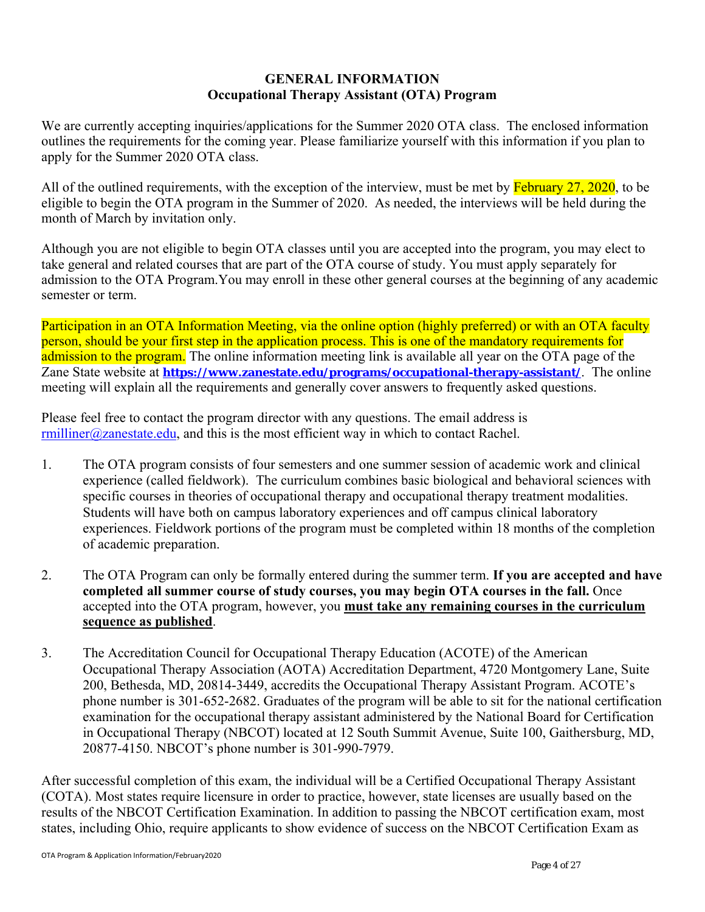# GENERAL INFORMATION
## Occupational Therapy Assistant (OTA) Program

We are currently accepting inquiries/applications for the Summer 2020 OTA class. The enclosed information outlines the requirements for the coming year. Please familiarize yourself with this information if you plan to apply for the Summer 2020 OTA class.

All of the outlined requirements, with the exception of the interview, must be met by February 27, 2020, to be eligible to begin the OTA program in the Summer of 2020. As needed, the interviews will be held during the month of March by invitation only.

Although you are not eligible to begin OTA classes until you are accepted into the program, you may elect to take general and related courses that are part of the OTA course of study. You must apply separately for admission to the OTA Program.You may enroll in these other general courses at the beginning of any academic semester or term.

Participation in an OTA Information Meeting, via the online option (highly preferred) or with an OTA faculty person, should be your first step in the application process. This is one of the mandatory requirements for admission to the program. The online information meeting link is available all year on the OTA page of the Zane State website at **https://www.zanestate.edu/programs/occupational-therapy-assistant/**. The online meeting will explain all the requirements and generally cover answers to frequently asked questions.

Please feel free to contact the program director with any questions. The email address is rmilliner@zanestate.edu, and this is the most efficient way in which to contact Rachel.

1. The OTA program consists of four semesters and one summer session of academic work and clinical experience (called fieldwork). The curriculum combines basic biological and behavioral sciences with specific courses in theories of occupational therapy and occupational therapy treatment modalities. Students will have both on campus laboratory experiences and off campus clinical laboratory experiences. Fieldwork portions of the program must be completed within 18 months of the completion of academic preparation.

2. The OTA Program can only be formally entered during the summer term. **If you are accepted and have completed all summer course of study courses, you may begin OTA courses in the fall.** Once accepted into the OTA program, however, you **must take any remaining courses in the curriculum sequence as published**.

3. The Accreditation Council for Occupational Therapy Education (ACOTE) of the American Occupational Therapy Association (AOTA) Accreditation Department, 4720 Montgomery Lane, Suite 200, Bethesda, MD, 20814-3449, accredits the Occupational Therapy Assistant Program. ACOTE's phone number is 301-652-2682. Graduates of the program will be able to sit for the national certification examination for the occupational therapy assistant administered by the National Board for Certification in Occupational Therapy (NBCOT) located at 12 South Summit Avenue, Suite 100, Gaithersburg, MD, 20877-4150. NBCOT's phone number is 301-990-7979.

After successful completion of this exam, the individual will be a Certified Occupational Therapy Assistant (COTA). Most states require licensure in order to practice, however, state licenses are usually based on the results of the NBCOT Certification Examination. In addition to passing the NBCOT certification exam, most states, including Ohio, require applicants to show evidence of success on the NBCOT Certification Exam as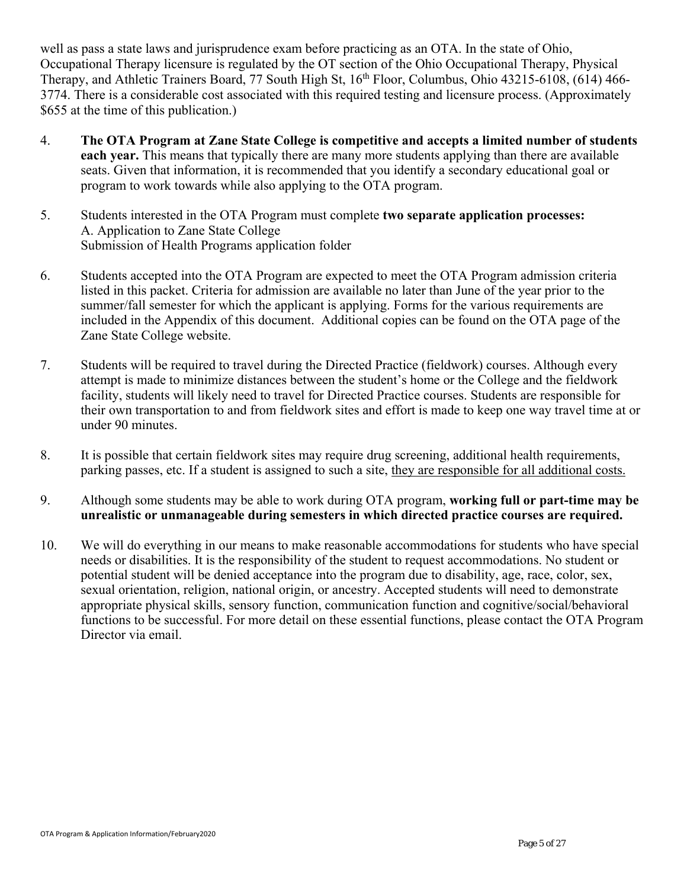well as pass a state laws and jurisprudence exam before practicing as an OTA. In the state of Ohio, Occupational Therapy licensure is regulated by the OT section of the Ohio Occupational Therapy, Physical Therapy, and Athletic Trainers Board, 77 South High St, 16th Floor, Columbus, Ohio 43215-6108, (614) 466-3774. There is a considerable cost associated with this required testing and licensure process. (Approximately $655 at the time of this publication.)

4. **The OTA Program at Zane State College is competitive and accepts a limited number of students each year.** This means that typically there are many more students applying than there are available seats. Given that information, it is recommended that you identify a secondary educational goal or program to work towards while also applying to the OTA program.

5. Students interested in the OTA Program must complete **two separate application processes:**
   A. Application to Zane State College
   Submission of Health Programs application folder

6. Students accepted into the OTA Program are expected to meet the OTA Program admission criteria listed in this packet. Criteria for admission are available no later than June of the year prior to the summer/fall semester for which the applicant is applying. Forms for the various requirements are included in the Appendix of this document. Additional copies can be found on the OTA page of the Zane State College website.

7. Students will be required to travel during the Directed Practice (fieldwork) courses. Although every attempt is made to minimize distances between the student's home or the College and the fieldwork facility, students will likely need to travel for Directed Practice courses. Students are responsible for their own transportation to and from fieldwork sites and effort is made to keep one way travel time at or under 90 minutes.

8. It is possible that certain fieldwork sites may require drug screening, additional health requirements, parking passes, etc. If a student is assigned to such a site, they are responsible for all additional costs.

9. Although some students may be able to work during OTA program, **working full or part-time may be unrealistic or unmanageable during semesters in which directed practice courses are required.**

10. We will do everything in our means to make reasonable accommodations for students who have special needs or disabilities. It is the responsibility of the student to request accommodations. No student or potential student will be denied acceptance into the program due to disability, age, race, color, sex, sexual orientation, religion, national origin, or ancestry. Accepted students will need to demonstrate appropriate physical skills, sensory function, communication function and cognitive/social/behavioral functions to be successful. For more detail on these essential functions, please contact the OTA Program Director via email.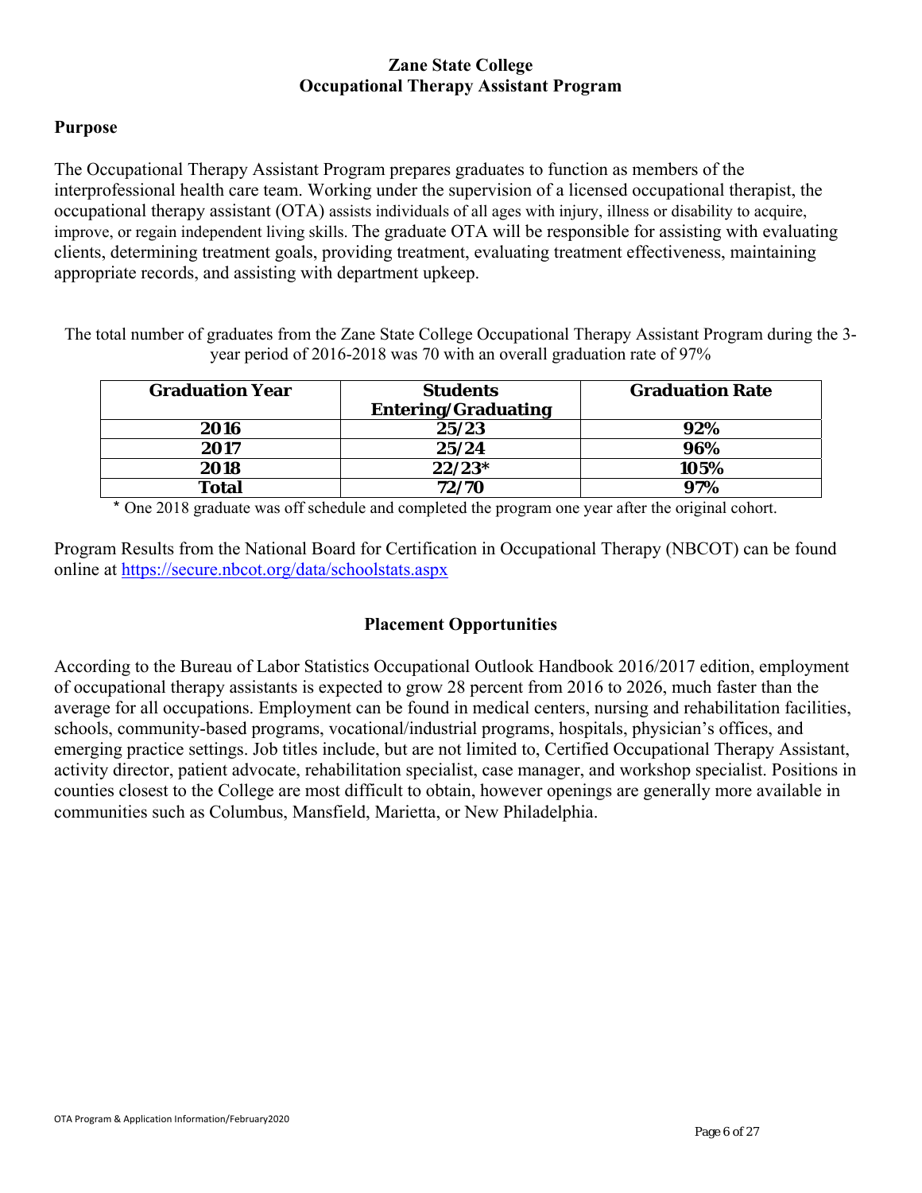# Zane State College
## Occupational Therapy Assistant Program

### Purpose

The Occupational Therapy Assistant Program prepares graduates to function as members of the interprofessional health care team. Working under the supervision of a licensed occupational therapist, the occupational therapy assistant (OTA) assists individuals of all ages with injury, illness or disability to acquire, improve, or regain independent living skills. The graduate OTA will be responsible for assisting with evaluating clients, determining treatment goals, providing treatment, evaluating treatment effectiveness, maintaining appropriate records, and assisting with department upkeep.

The total number of graduates from the Zane State College Occupational Therapy Assistant Program during the 3-year period of 2016-2018 was 70 with an overall graduation rate of 97%

| Graduation Year | Students Entering/Graduating | Graduation Rate |
|---|---|---|
| 2016 | 25/23 | 92% |
| 2017 | 25/24 | 96% |
| 2018 | 22/23* | 105% |
| Total | 72/70 | 97% |

* One 2018 graduate was off schedule and completed the program one year after the original cohort.

Program Results from the National Board for Certification in Occupational Therapy (NBCOT) can be found online at https://secure.nbcot.org/data/schoolstats.aspx

### Placement Opportunities

According to the Bureau of Labor Statistics Occupational Outlook Handbook 2016/2017 edition, employment of occupational therapy assistants is expected to grow 28 percent from 2016 to 2026, much faster than the average for all occupations. Employment can be found in medical centers, nursing and rehabilitation facilities, schools, community-based programs, vocational/industrial programs, hospitals, physician's offices, and emerging practice settings. Job titles include, but are not limited to, Certified Occupational Therapy Assistant, activity director, patient advocate, rehabilitation specialist, case manager, and workshop specialist. Positions in counties closest to the College are most difficult to obtain, however openings are generally more available in communities such as Columbus, Mansfield, Marietta, or New Philadelphia.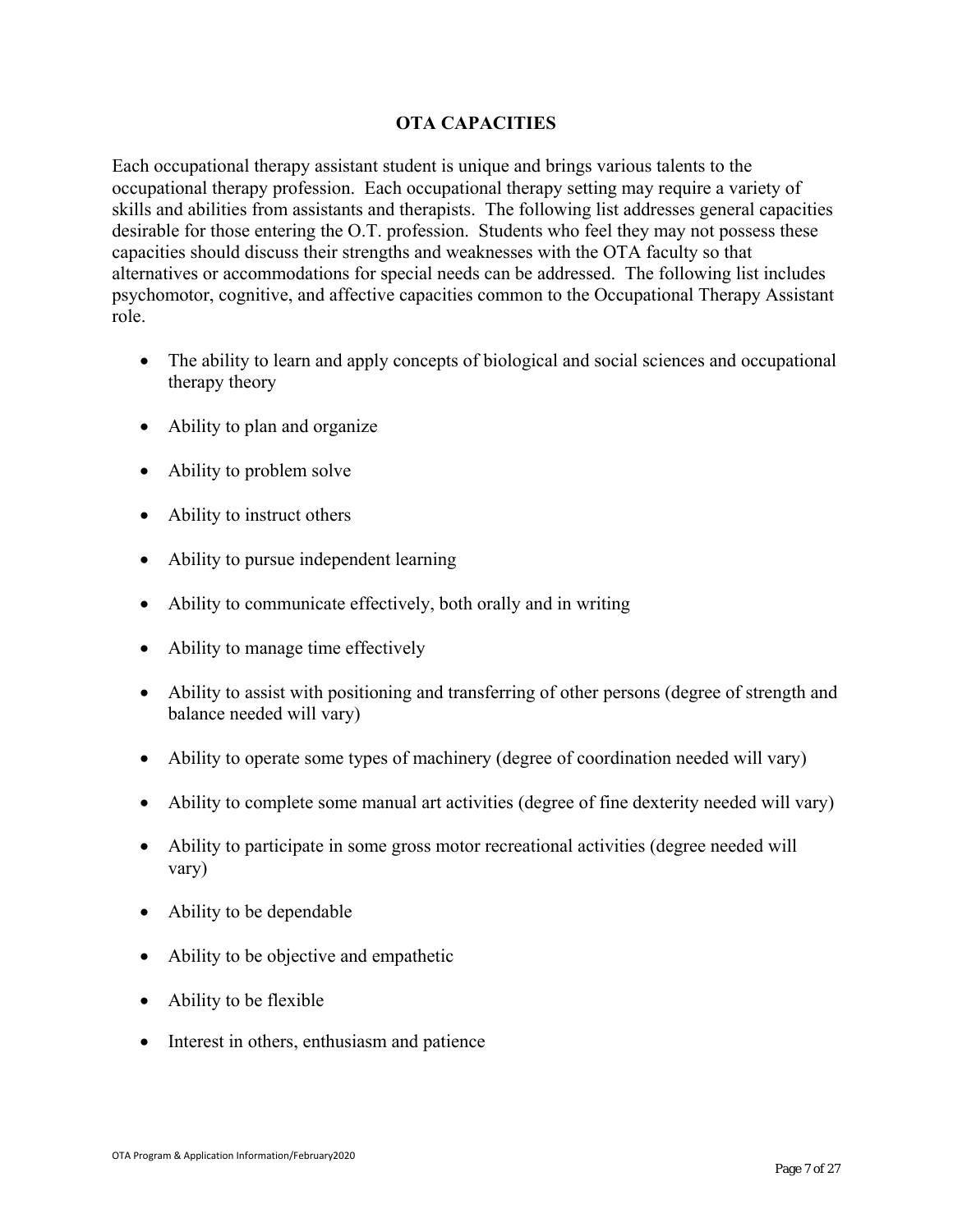## OTA CAPACITIES

Each occupational therapy assistant student is unique and brings various talents to the occupational therapy profession. Each occupational therapy setting may require a variety of skills and abilities from assistants and therapists. The following list addresses general capacities desirable for those entering the O.T. profession. Students who feel they may not possess these capacities should discuss their strengths and weaknesses with the OTA faculty so that alternatives or accommodations for special needs can be addressed. The following list includes psychomotor, cognitive, and affective capacities common to the Occupational Therapy Assistant role.

- The ability to learn and apply concepts of biological and social sciences and occupational therapy theory
- Ability to plan and organize
- Ability to problem solve
- Ability to instruct others
- Ability to pursue independent learning
- Ability to communicate effectively, both orally and in writing
- Ability to manage time effectively
- Ability to assist with positioning and transferring of other persons (degree of strength and balance needed will vary)
- Ability to operate some types of machinery (degree of coordination needed will vary)
- Ability to complete some manual art activities (degree of fine dexterity needed will vary)
- Ability to participate in some gross motor recreational activities (degree needed will vary)
- Ability to be dependable
- Ability to be objective and empathetic
- Ability to be flexible
- Interest in others, enthusiasm and patience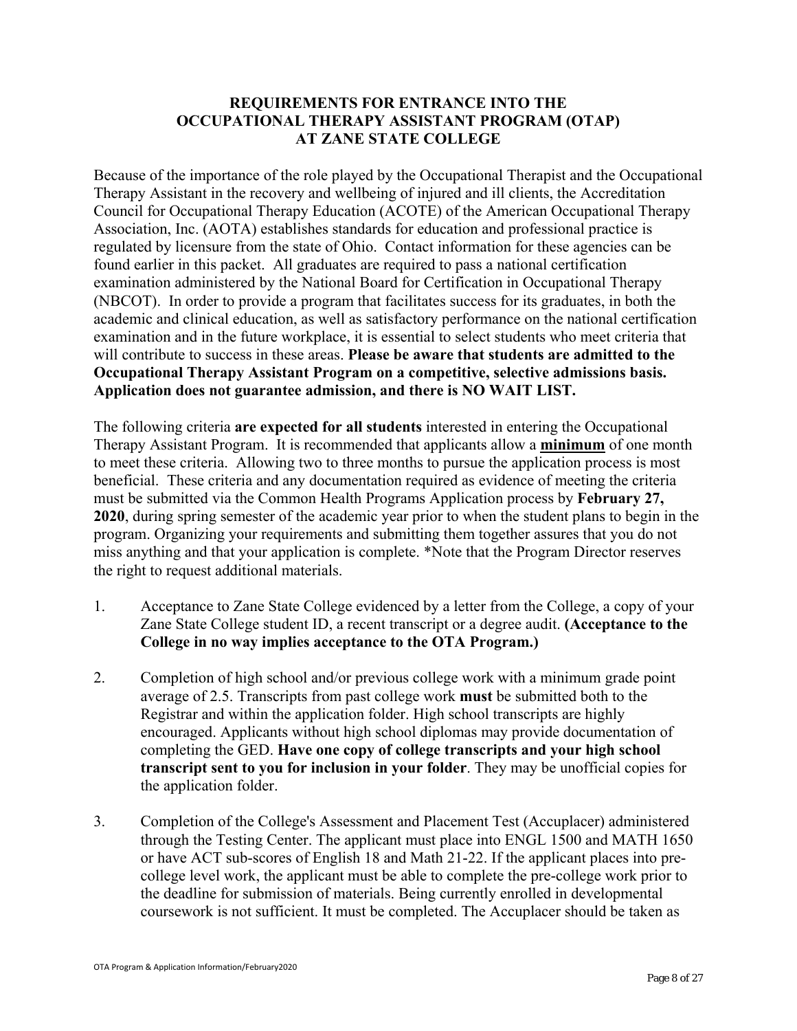# REQUIREMENTS FOR ENTRANCE INTO THE OCCUPATIONAL THERAPY ASSISTANT PROGRAM (OTAP) AT ZANE STATE COLLEGE

Because of the importance of the role played by the Occupational Therapist and the Occupational Therapy Assistant in the recovery and wellbeing of injured and ill clients, the Accreditation Council for Occupational Therapy Education (ACOTE) of the American Occupational Therapy Association, Inc. (AOTA) establishes standards for education and professional practice is regulated by licensure from the state of Ohio. Contact information for these agencies can be found earlier in this packet. All graduates are required to pass a national certification examination administered by the National Board for Certification in Occupational Therapy (NBCOT). In order to provide a program that facilitates success for its graduates, in both the academic and clinical education, as well as satisfactory performance on the national certification examination and in the future workplace, it is essential to select students who meet criteria that will contribute to success in these areas. **Please be aware that students are admitted to the Occupational Therapy Assistant Program on a competitive, selective admissions basis. Application does not guarantee admission, and there is NO WAIT LIST.**

The following criteria **are expected for all students** interested in entering the Occupational Therapy Assistant Program. It is recommended that applicants allow a **minimum** of one month to meet these criteria. Allowing two to three months to pursue the application process is most beneficial. These criteria and any documentation required as evidence of meeting the criteria must be submitted via the Common Health Programs Application process by **February 27, 2020**, during spring semester of the academic year prior to when the student plans to begin in the program. Organizing your requirements and submitting them together assures that you do not miss anything and that your application is complete. *Note that the Program Director reserves the right to request additional materials.

1. Acceptance to Zane State College evidenced by a letter from the College, a copy of your Zane State College student ID, a recent transcript or a degree audit. **(Acceptance to the College in no way implies acceptance to the OTA Program.)**

2. Completion of high school and/or previous college work with a minimum grade point average of 2.5. Transcripts from past college work **must** be submitted both to the Registrar and within the application folder. High school transcripts are highly encouraged. Applicants without high school diplomas may provide documentation of completing the GED. **Have one copy of college transcripts and your high school transcript sent to you for inclusion in your folder**. They may be unofficial copies for the application folder.

3. Completion of the College's Assessment and Placement Test (Accuplacer) administered through the Testing Center. The applicant must place into ENGL 1500 and MATH 1650 or have ACT sub-scores of English 18 and Math 21-22. If the applicant places into pre-college level work, the applicant must be able to complete the pre-college work prior to the deadline for submission of materials. Being currently enrolled in developmental coursework is not sufficient. It must be completed. The Accuplacer should be taken as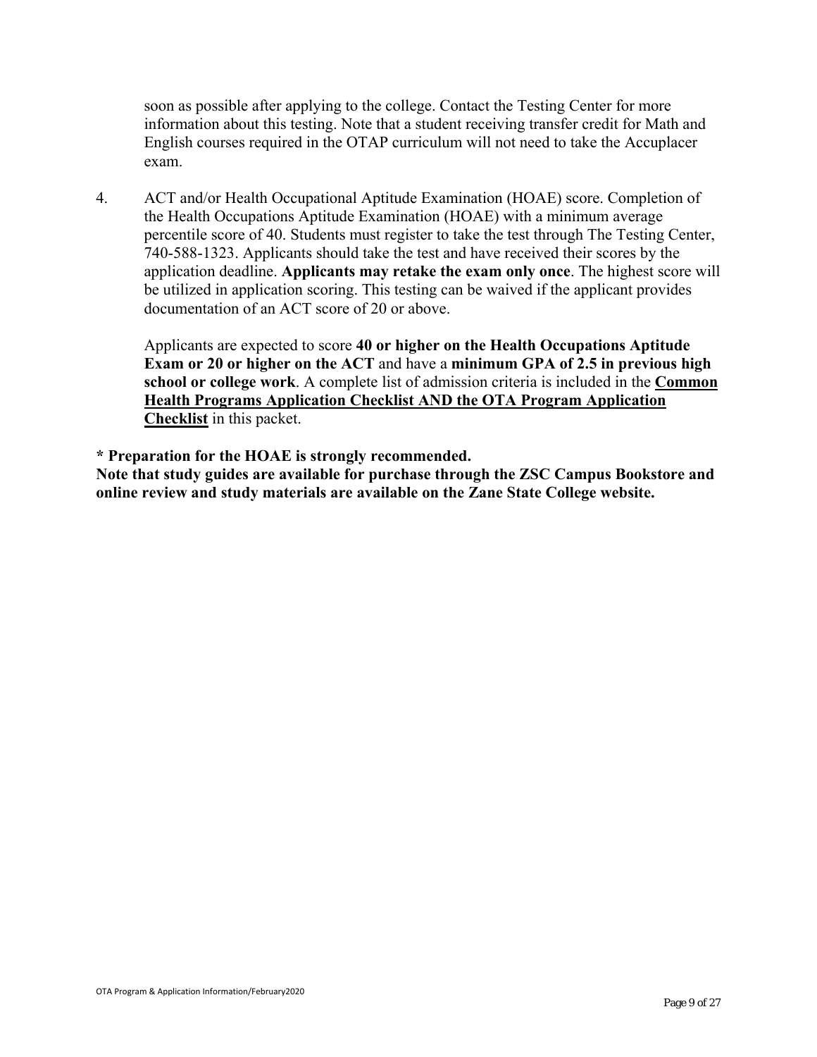soon as possible after applying to the college. Contact the Testing Center for more information about this testing. Note that a student receiving transfer credit for Math and English courses required in the OTAP curriculum will not need to take the Accuplacer exam.

4. ACT and/or Health Occupational Aptitude Examination (HOAE) score. Completion of the Health Occupations Aptitude Examination (HOAE) with a minimum average percentile score of 40. Students must register to take the test through The Testing Center, 740-588-1323. Applicants should take the test and have received their scores by the application deadline. **Applicants may retake the exam only once**. The highest score will be utilized in application scoring. This testing can be waived if the applicant provides documentation of an ACT score of 20 or above.

   Applicants are expected to score **40 or higher on the Health Occupations Aptitude Exam or 20 or higher on the ACT** and have a **minimum GPA of 2.5 in previous high school or college work**. A complete list of admission criteria is included in the <u>**Common Health Programs Application Checklist AND the OTA Program Application Checklist**</u> in this packet.

**\* Preparation for the HOAE is strongly recommended.**
**Note that study guides are available for purchase through the ZSC Campus Bookstore and online review and study materials are available on the Zane State College website.**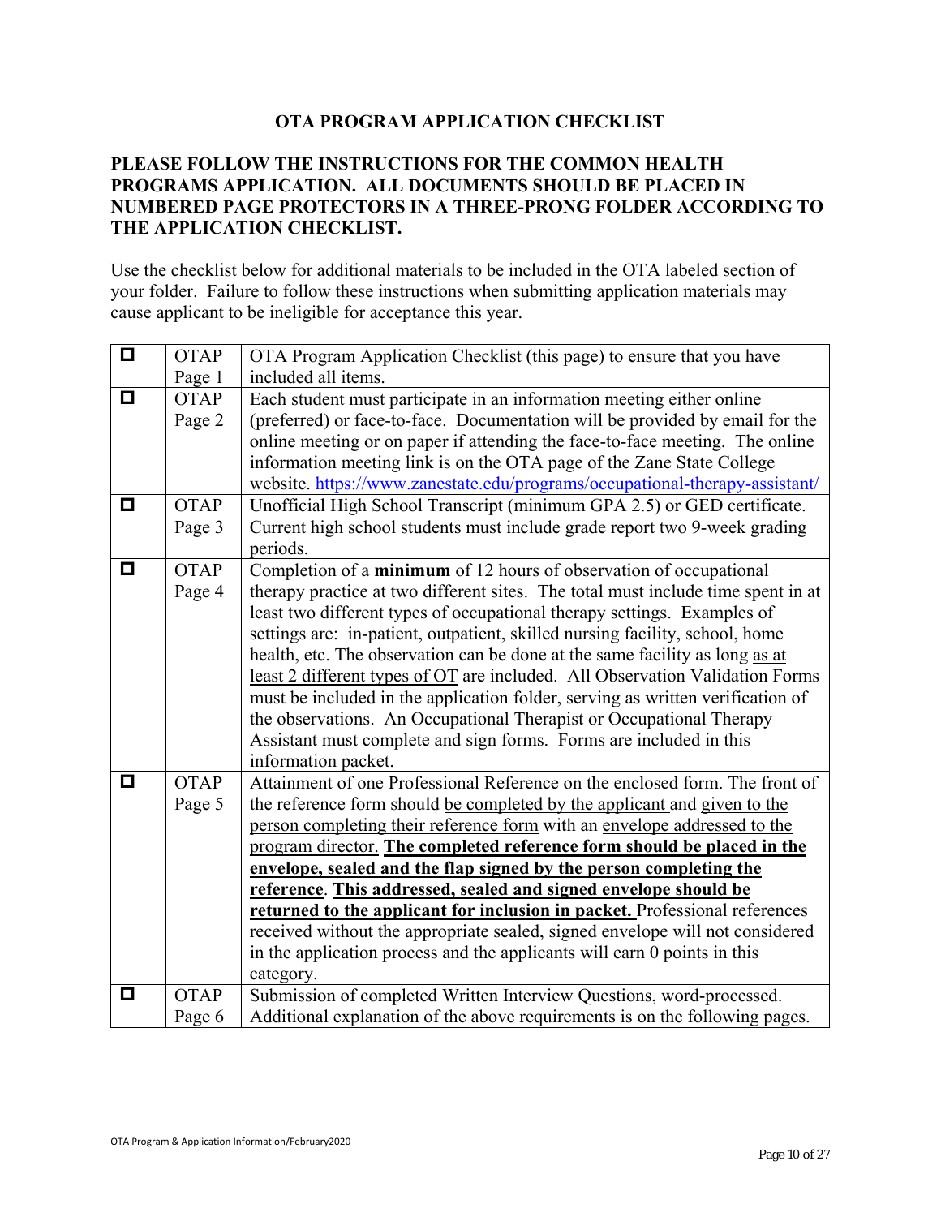## OTA PROGRAM APPLICATION CHECKLIST

**PLEASE FOLLOW THE INSTRUCTIONS FOR THE COMMON HEALTH PROGRAMS APPLICATION. ALL DOCUMENTS SHOULD BE PLACED IN NUMBERED PAGE PROTECTORS IN A THREE-PRONG FOLDER ACCORDING TO THE APPLICATION CHECKLIST.**

Use the checklist below for additional materials to be included in the OTA labeled section of your folder. Failure to follow these instructions when submitting application materials may cause applicant to be ineligible for acceptance this year.

| | | |
|---|---|---|
| ☐ | OTAP Page 1 | OTA Program Application Checklist (this page) to ensure that you have included all items. |
| ☐ | OTAP Page 2 | Each student must participate in an information meeting either online (preferred) or face-to-face. Documentation will be provided by email for the online meeting or on paper if attending the face-to-face meeting. The online information meeting link is on the OTA page of the Zane State College website. https://www.zanestate.edu/programs/occupational-therapy-assistant/ |
| ☐ | OTAP Page 3 | Unofficial High School Transcript (minimum GPA 2.5) or GED certificate. Current high school students must include grade report two 9-week grading periods. |
| ☐ | OTAP Page 4 | Completion of a **minimum** of 12 hours of observation of occupational therapy practice at two different sites. The total must include time spent in at least two different types of occupational therapy settings. Examples of settings are: in-patient, outpatient, skilled nursing facility, school, home health, etc. The observation can be done at the same facility as long as at least 2 different types of OT are included. All Observation Validation Forms must be included in the application folder, serving as written verification of the observations. An Occupational Therapist or Occupational Therapy Assistant must complete and sign forms. Forms are included in this information packet. |
| ☐ | OTAP Page 5 | Attainment of one Professional Reference on the enclosed form. The front of the reference form should be completed by the applicant and given to the person completing their reference form with an envelope addressed to the program director. **The completed reference form should be placed in the envelope, sealed and the flap signed by the person completing the reference**. **This addressed, sealed and signed envelope should be returned to the applicant for inclusion in packet.** Professional references received without the appropriate sealed, signed envelope will not considered in the application process and the applicants will earn 0 points in this category. |
| ☐ | OTAP Page 6 | Submission of completed Written Interview Questions, word-processed. Additional explanation of the above requirements is on the following pages. |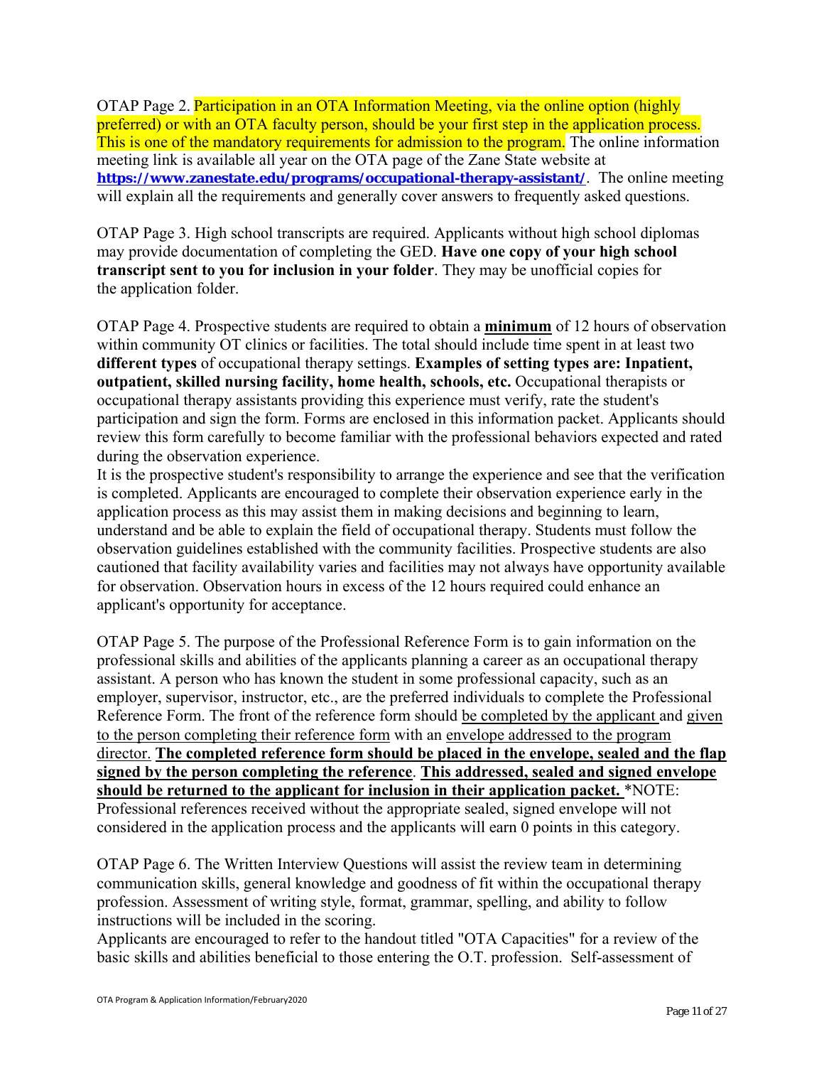OTAP Page 2. Participation in an OTA Information Meeting, via the online option (highly preferred) or with an OTA faculty person, should be your first step in the application process. This is one of the mandatory requirements for admission to the program. The online information meeting link is available all year on the OTA page of the Zane State website at **https://www.zanestate.edu/programs/occupational-therapy-assistant/**. The online meeting will explain all the requirements and generally cover answers to frequently asked questions.

OTAP Page 3. High school transcripts are required. Applicants without high school diplomas may provide documentation of completing the GED. **Have one copy of your high school transcript sent to you for inclusion in your folder**. They may be unofficial copies for the application folder.

OTAP Page 4. Prospective students are required to obtain a **minimum** of 12 hours of observation within community OT clinics or facilities. The total should include time spent in at least two **different types** of occupational therapy settings. **Examples of setting types are: Inpatient, outpatient, skilled nursing facility, home health, schools, etc.** Occupational therapists or occupational therapy assistants providing this experience must verify, rate the student's participation and sign the form. Forms are enclosed in this information packet. Applicants should review this form carefully to become familiar with the professional behaviors expected and rated during the observation experience.
It is the prospective student's responsibility to arrange the experience and see that the verification is completed. Applicants are encouraged to complete their observation experience early in the application process as this may assist them in making decisions and beginning to learn, understand and be able to explain the field of occupational therapy. Students must follow the observation guidelines established with the community facilities. Prospective students are also cautioned that facility availability varies and facilities may not always have opportunity available for observation. Observation hours in excess of the 12 hours required could enhance an applicant's opportunity for acceptance.

OTAP Page 5. The purpose of the Professional Reference Form is to gain information on the professional skills and abilities of the applicants planning a career as an occupational therapy assistant. A person who has known the student in some professional capacity, such as an employer, supervisor, instructor, etc., are the preferred individuals to complete the Professional Reference Form. The front of the reference form should be completed by the applicant and given to the person completing their reference form with an envelope addressed to the program director. **The completed reference form should be placed in the envelope, sealed and the flap signed by the person completing the reference**. **This addressed, sealed and signed envelope should be returned to the applicant for inclusion in their application packet.** *NOTE: Professional references received without the appropriate sealed, signed envelope will not considered in the application process and the applicants will earn 0 points in this category.

OTAP Page 6. The Written Interview Questions will assist the review team in determining communication skills, general knowledge and goodness of fit within the occupational therapy profession. Assessment of writing style, format, grammar, spelling, and ability to follow instructions will be included in the scoring.
Applicants are encouraged to refer to the handout titled "OTA Capacities" for a review of the basic skills and abilities beneficial to those entering the O.T. profession. Self-assessment of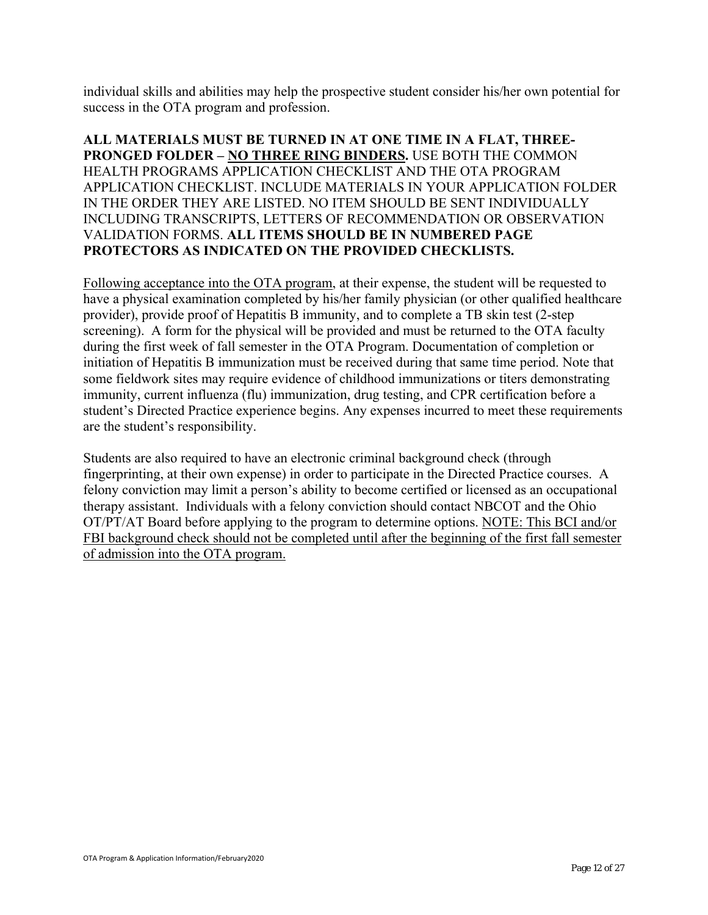individual skills and abilities may help the prospective student consider his/her own potential for success in the OTA program and profession.

**ALL MATERIALS MUST BE TURNED IN AT ONE TIME IN A FLAT, THREE-PRONGED FOLDER – NO THREE RING BINDERS.** USE BOTH THE COMMON HEALTH PROGRAMS APPLICATION CHECKLIST AND THE OTA PROGRAM APPLICATION CHECKLIST. INCLUDE MATERIALS IN YOUR APPLICATION FOLDER IN THE ORDER THEY ARE LISTED. NO ITEM SHOULD BE SENT INDIVIDUALLY INCLUDING TRANSCRIPTS, LETTERS OF RECOMMENDATION OR OBSERVATION VALIDATION FORMS. **ALL ITEMS SHOULD BE IN NUMBERED PAGE PROTECTORS AS INDICATED ON THE PROVIDED CHECKLISTS.**

Following acceptance into the OTA program, at their expense, the student will be requested to have a physical examination completed by his/her family physician (or other qualified healthcare provider), provide proof of Hepatitis B immunity, and to complete a TB skin test (2-step screening). A form for the physical will be provided and must be returned to the OTA faculty during the first week of fall semester in the OTA Program. Documentation of completion or initiation of Hepatitis B immunization must be received during that same time period. Note that some fieldwork sites may require evidence of childhood immunizations or titers demonstrating immunity, current influenza (flu) immunization, drug testing, and CPR certification before a student's Directed Practice experience begins. Any expenses incurred to meet these requirements are the student's responsibility.

Students are also required to have an electronic criminal background check (through fingerprinting, at their own expense) in order to participate in the Directed Practice courses. A felony conviction may limit a person's ability to become certified or licensed as an occupational therapy assistant. Individuals with a felony conviction should contact NBCOT and the Ohio OT/PT/AT Board before applying to the program to determine options. NOTE: This BCI and/or FBI background check should not be completed until after the beginning of the first fall semester of admission into the OTA program.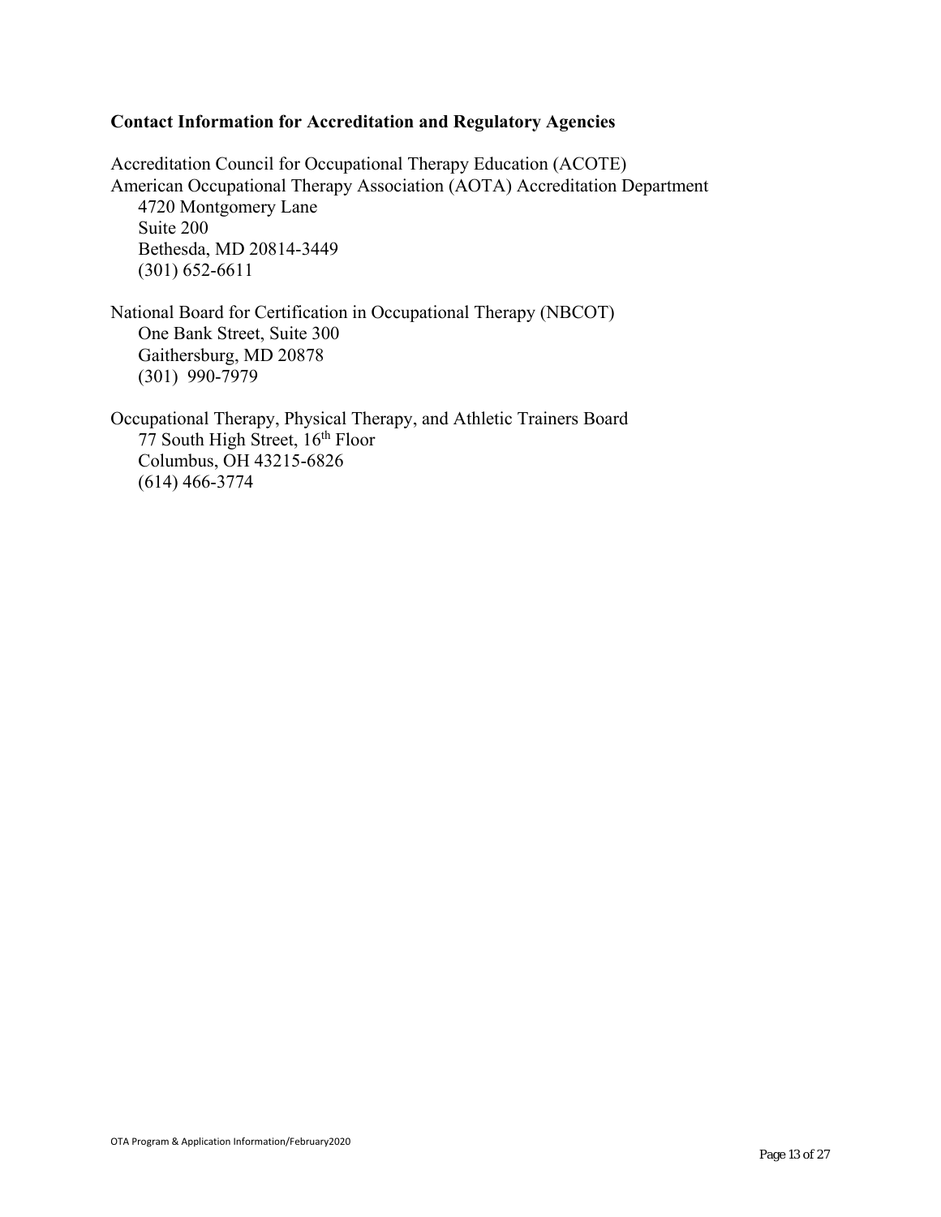**Contact Information for Accreditation and Regulatory Agencies**

Accreditation Council for Occupational Therapy Education (ACOTE)
American Occupational Therapy Association (AOTA) Accreditation Department
4720 Montgomery Lane
Suite 200
Bethesda, MD 20814-3449
(301) 652-6611

National Board for Certification in Occupational Therapy (NBCOT)
One Bank Street, Suite 300
Gaithersburg, MD 20878
(301) 990-7979

Occupational Therapy, Physical Therapy, and Athletic Trainers Board
77 South High Street, 16th Floor
Columbus, OH 43215-6826
(614) 466-3774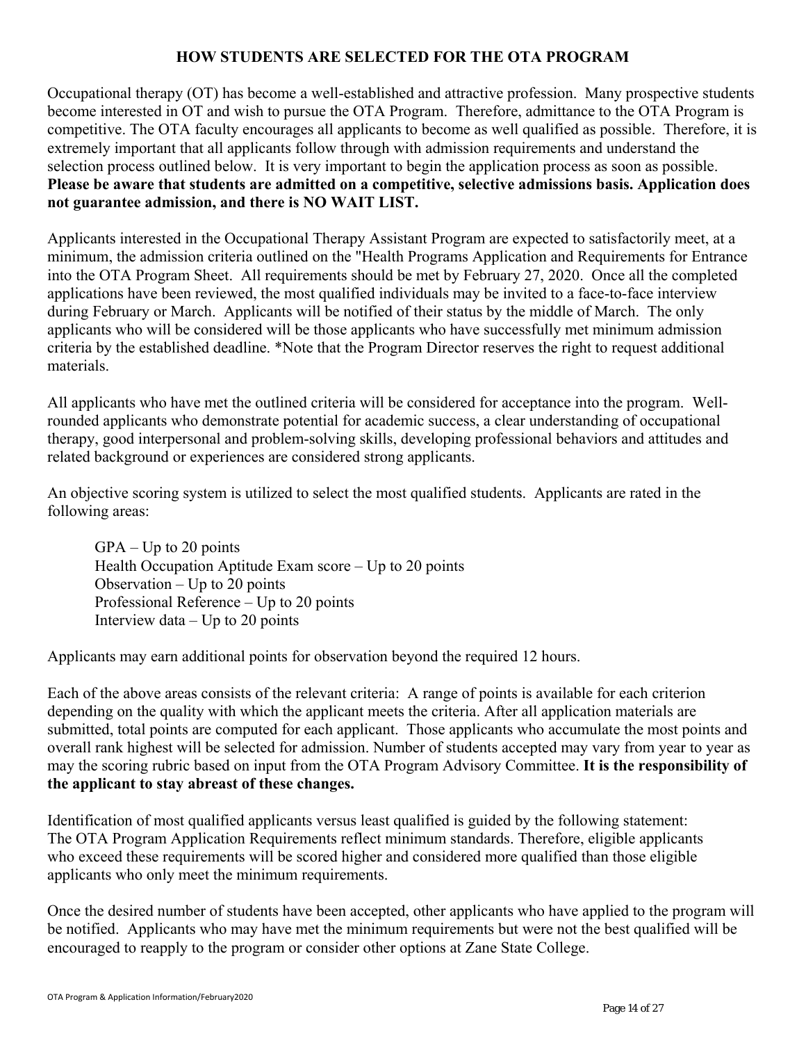## HOW STUDENTS ARE SELECTED FOR THE OTA PROGRAM

Occupational therapy (OT) has become a well-established and attractive profession. Many prospective students become interested in OT and wish to pursue the OTA Program. Therefore, admittance to the OTA Program is competitive. The OTA faculty encourages all applicants to become as well qualified as possible. Therefore, it is extremely important that all applicants follow through with admission requirements and understand the selection process outlined below. It is very important to begin the application process as soon as possible. **Please be aware that students are admitted on a competitive, selective admissions basis. Application does not guarantee admission, and there is NO WAIT LIST.**

Applicants interested in the Occupational Therapy Assistant Program are expected to satisfactorily meet, at a minimum, the admission criteria outlined on the "Health Programs Application and Requirements for Entrance into the OTA Program Sheet. All requirements should be met by February 27, 2020. Once all the completed applications have been reviewed, the most qualified individuals may be invited to a face-to-face interview during February or March. Applicants will be notified of their status by the middle of March. The only applicants who will be considered will be those applicants who have successfully met minimum admission criteria by the established deadline. *Note that the Program Director reserves the right to request additional materials.

All applicants who have met the outlined criteria will be considered for acceptance into the program. Well-rounded applicants who demonstrate potential for academic success, a clear understanding of occupational therapy, good interpersonal and problem-solving skills, developing professional behaviors and attitudes and related background or experiences are considered strong applicants.

An objective scoring system is utilized to select the most qualified students. Applicants are rated in the following areas:

GPA – Up to 20 points
Health Occupation Aptitude Exam score – Up to 20 points
Observation – Up to 20 points
Professional Reference – Up to 20 points
Interview data – Up to 20 points

Applicants may earn additional points for observation beyond the required 12 hours.

Each of the above areas consists of the relevant criteria: A range of points is available for each criterion depending on the quality with which the applicant meets the criteria. After all application materials are submitted, total points are computed for each applicant. Those applicants who accumulate the most points and overall rank highest will be selected for admission. Number of students accepted may vary from year to year as may the scoring rubric based on input from the OTA Program Advisory Committee. **It is the responsibility of the applicant to stay abreast of these changes.**

Identification of most qualified applicants versus least qualified is guided by the following statement: The OTA Program Application Requirements reflect minimum standards. Therefore, eligible applicants who exceed these requirements will be scored higher and considered more qualified than those eligible applicants who only meet the minimum requirements.

Once the desired number of students have been accepted, other applicants who have applied to the program will be notified. Applicants who may have met the minimum requirements but were not the best qualified will be encouraged to reapply to the program or consider other options at Zane State College.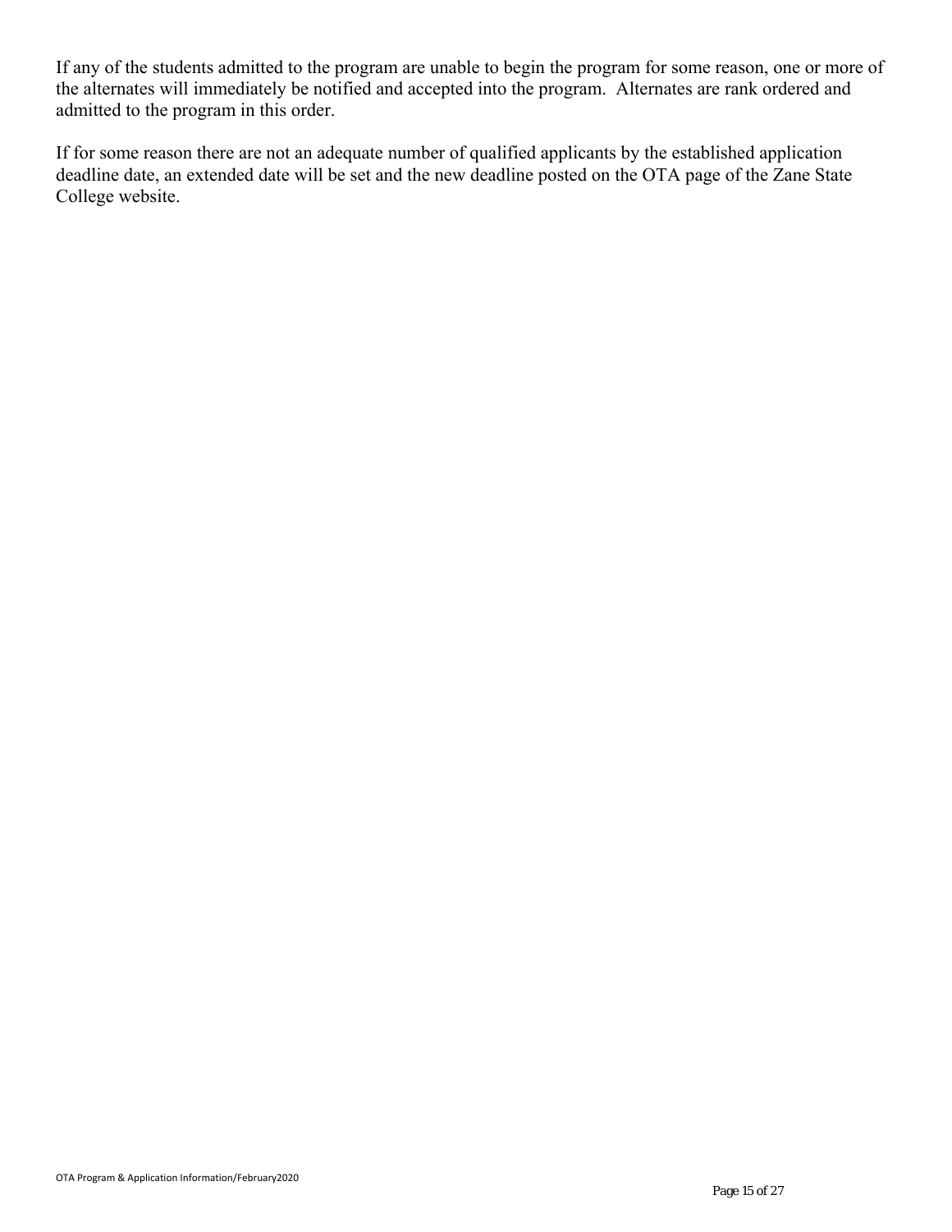If any of the students admitted to the program are unable to begin the program for some reason, one or more of the alternates will immediately be notified and accepted into the program. Alternates are rank ordered and admitted to the program in this order.

If for some reason there are not an adequate number of qualified applicants by the established application deadline date, an extended date will be set and the new deadline posted on the OTA page of the Zane State College website.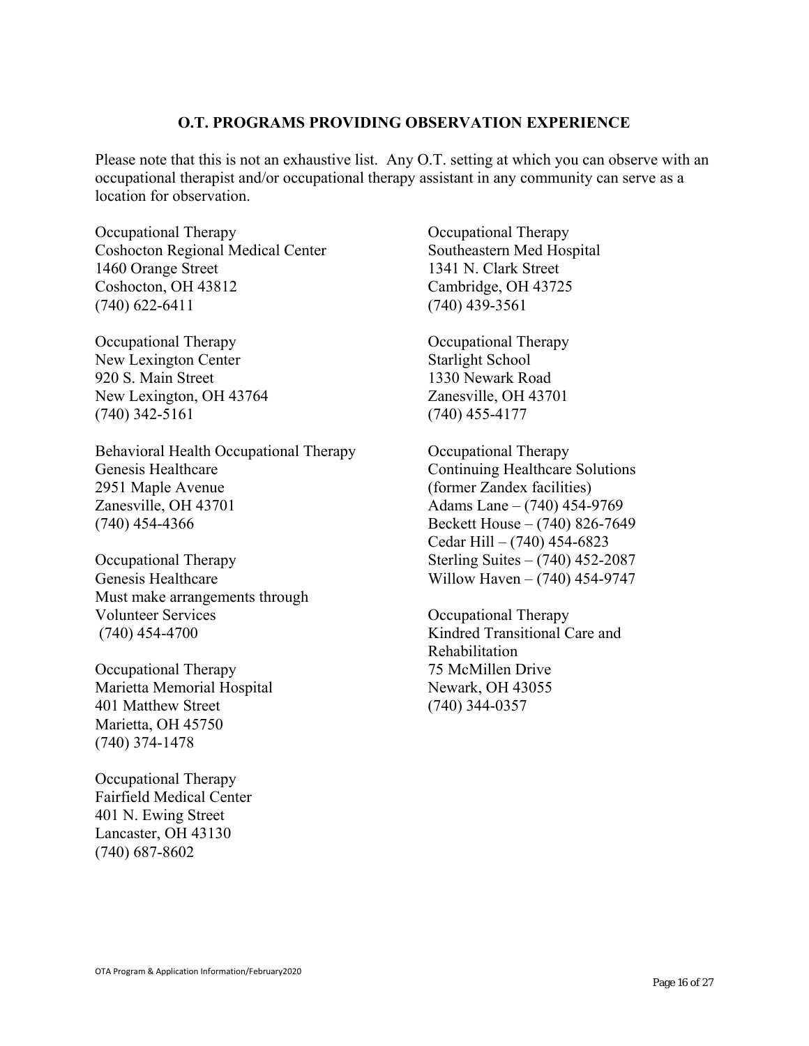## O.T. PROGRAMS PROVIDING OBSERVATION EXPERIENCE

Please note that this is not an exhaustive list. Any O.T. setting at which you can observe with an occupational therapist and/or occupational therapy assistant in any community can serve as a location for observation.

Occupational Therapy
Coshocton Regional Medical Center
1460 Orange Street
Coshocton, OH 43812
(740) 622-6411

Occupational Therapy
New Lexington Center
920 S. Main Street
New Lexington, OH 43764
(740) 342-5161

Behavioral Health Occupational Therapy
Genesis Healthcare
2951 Maple Avenue
Zanesville, OH 43701
(740) 454-4366

Occupational Therapy
Genesis Healthcare
Must make arrangements through
Volunteer Services
(740) 454-4700

Occupational Therapy
Marietta Memorial Hospital
401 Matthew Street
Marietta, OH 45750
(740) 374-1478

Occupational Therapy
Fairfield Medical Center
401 N. Ewing Street
Lancaster, OH 43130
(740) 687-8602

Occupational Therapy
Southeastern Med Hospital
1341 N. Clark Street
Cambridge, OH 43725
(740) 439-3561

Occupational Therapy
Starlight School
1330 Newark Road
Zanesville, OH 43701
(740) 455-4177

Occupational Therapy
Continuing Healthcare Solutions
(former Zandex facilities)
Adams Lane – (740) 454-9769
Beckett House – (740) 826-7649
Cedar Hill – (740) 454-6823
Sterling Suites – (740) 452-2087
Willow Haven – (740) 454-9747

Occupational Therapy
Kindred Transitional Care and Rehabilitation
75 McMillen Drive
Newark, OH 43055
(740) 344-0357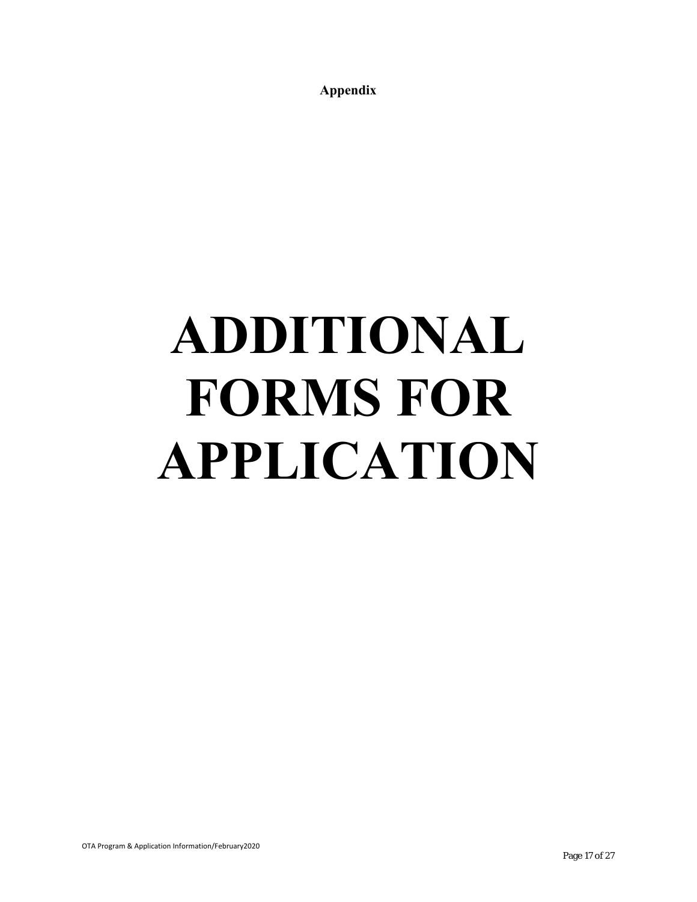**Appendix**

# ADDITIONAL FORMS FOR APPLICATION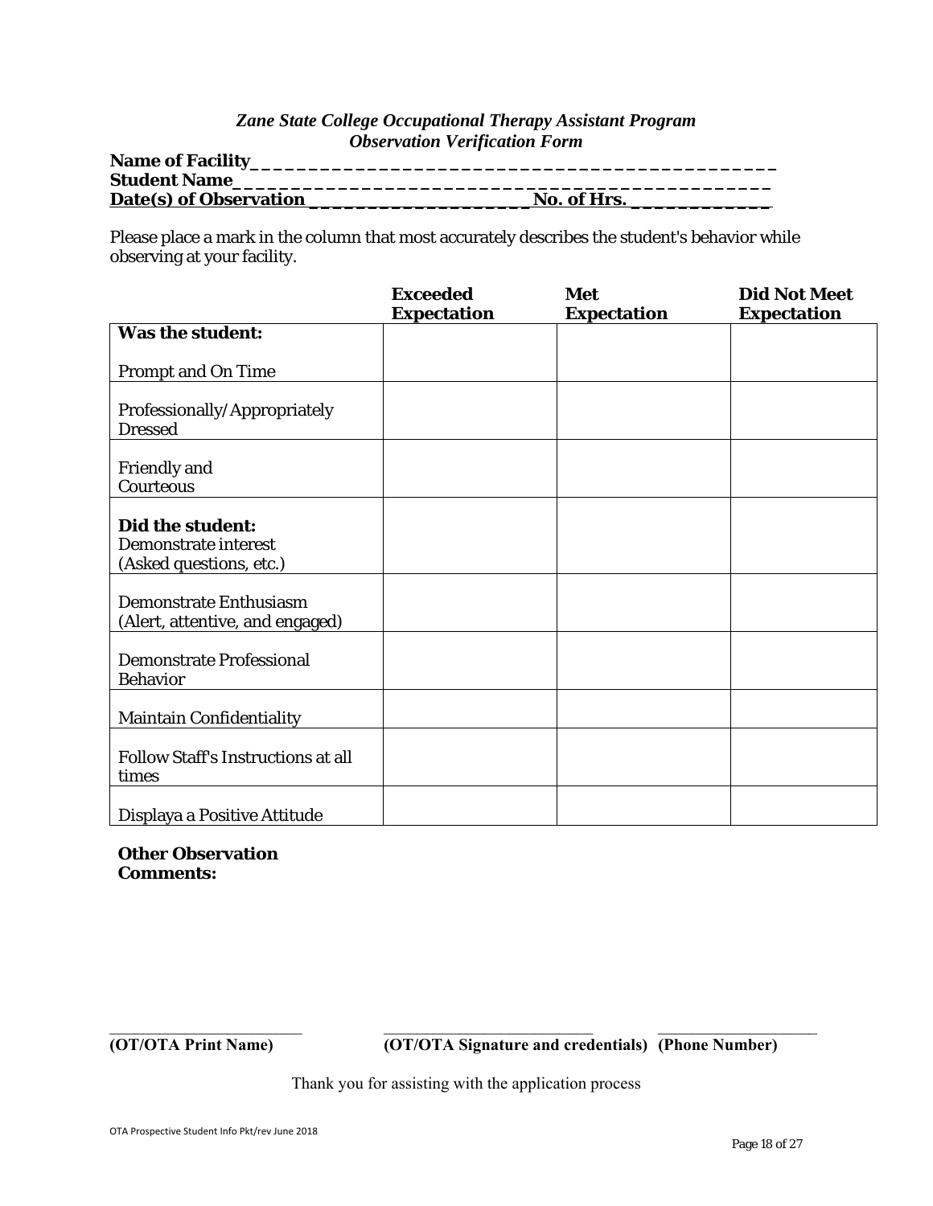*Zane State College Occupational Therapy Assistant Program*
*Observation Verification Form*

**Name of Facility**_______________________________________________
**Student Name**_______________________________________________
**Date(s) of Observation** ____________________ **No. of Hrs.** ____________

Please place a mark in the column that most accurately describes the student's behavior while observing at your facility.

| | **Exceeded Expectation** | **Met Expectation** | **Did Not Meet Expectation** |
|---|---|---|---|
| **Was the student:**<br><br>Prompt and On Time | | | |
| Professionally/Appropriately Dressed | | | |
| Friendly and Courteous | | | |
| **Did the student:**<br>Demonstrate interest (Asked questions, etc.) | | | |
| Demonstrate Enthusiasm (Alert, attentive, and engaged) | | | |
| Demonstrate Professional Behavior | | | |
| Maintain Confidentiality | | | |
| Follow Staff's Instructions at all times | | | |
| Displaya a Positive Attitude | | | |

**Other Observation Comments:**

______________________ ______________________ ______________________
**(OT/OTA Print Name)** **(OT/OTA Signature and credentials)** **(Phone Number)**

Thank you for assisting with the application process

OTA Prospective Student Info Pkt/rev June 2018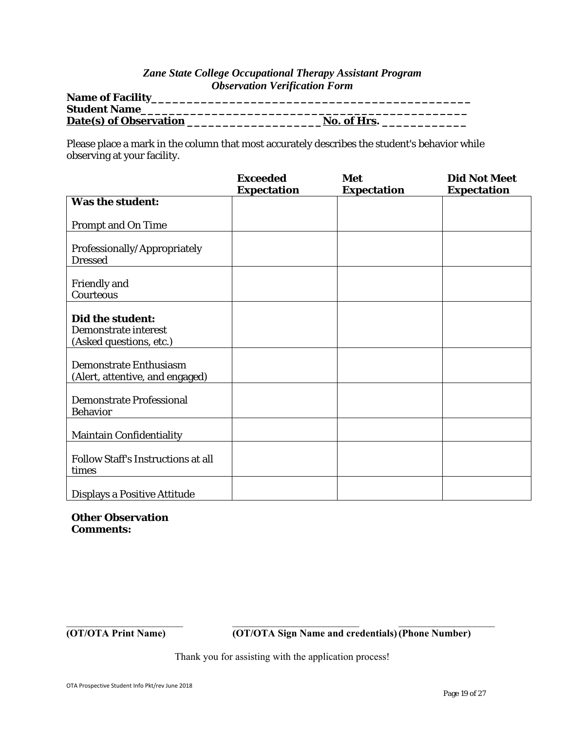*Zane State College Occupational Therapy Assistant Program*
*Observation Verification Form*

**Name of Facility**_____________________________________________
**Student Name**_____________________________________________
**Date(s) of Observation** ____________________ **No. of Hrs.** ____________

Please place a mark in the column that most accurately describes the student's behavior while observing at your facility.

| | **Exceeded Expectation** | **Met Expectation** | **Did Not Meet Expectation** |
|---|---|---|---|
| **Was the student:**<br><br>Prompt and On Time | | | |
| Professionally/Appropriately Dressed | | | |
| Friendly and Courteous | | | |
| **Did the student:**<br>Demonstrate interest (Asked questions, etc.) | | | |
| Demonstrate Enthusiasm (Alert, attentive, and engaged) | | | |
| Demonstrate Professional Behavior | | | |
| Maintain Confidentiality | | | |
| Follow Staff's Instructions at all times | | | |
| Displays a Positive Attitude | | | |

**Other Observation Comments:**

________________________ ________________________ ________________________
**(OT/OTA Print Name)** **(OT/OTA Sign Name and credentials)** **(Phone Number)**

Thank you for assisting with the application process!

OTA Prospective Student Info Pkt/rev June 2018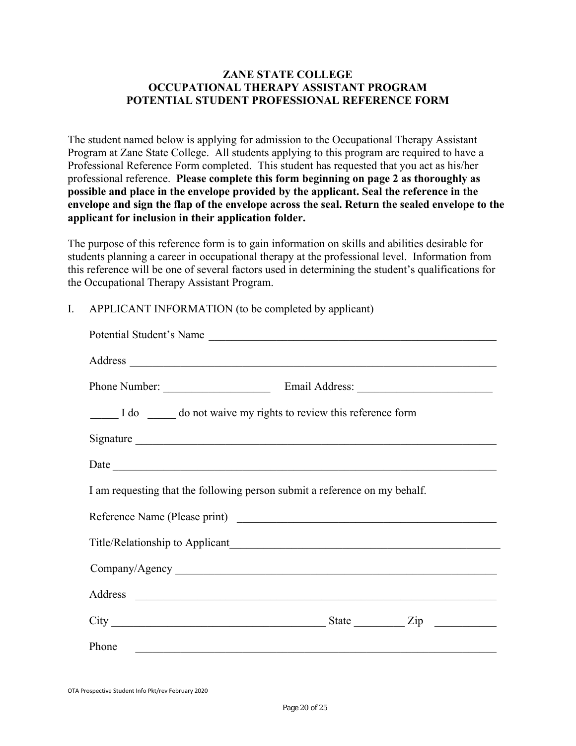# ZANE STATE COLLEGE
## OCCUPATIONAL THERAPY ASSISTANT PROGRAM
## POTENTIAL STUDENT PROFESSIONAL REFERENCE FORM

The student named below is applying for admission to the Occupational Therapy Assistant Program at Zane State College. All students applying to this program are required to have a Professional Reference Form completed. This student has requested that you act as his/her professional reference. **Please complete this form beginning on page 2 as thoroughly as possible and place in the envelope provided by the applicant. Seal the reference in the envelope and sign the flap of the envelope across the seal. Return the sealed envelope to the applicant for inclusion in their application folder.**

The purpose of this reference form is to gain information on skills and abilities desirable for students planning a career in occupational therapy at the professional level. Information from this reference will be one of several factors used in determining the student's qualifications for the Occupational Therapy Assistant Program.

I. APPLICANT INFORMATION (to be completed by applicant)

Potential Student's Name ___________________________________________________

Address ___________________________________________________________________

Phone Number: ___________________ Email Address: _________________________

_____ I do _____ do not waive my rights to review this reference form

Signature _________________________________________________________________

Date _____________________________________________________________________

I am requesting that the following person submit a reference on my behalf.

Reference Name (Please print) _______________________________________________

Title/Relationship to Applicant_______________________________________________

Company/Agency __________________________________________________________

Address __________________________________________________________________

City ______________________________________ State _________ Zip ___________

Phone ____________________________________________________________________

OTA Prospective Student Info Pkt/rev February 2020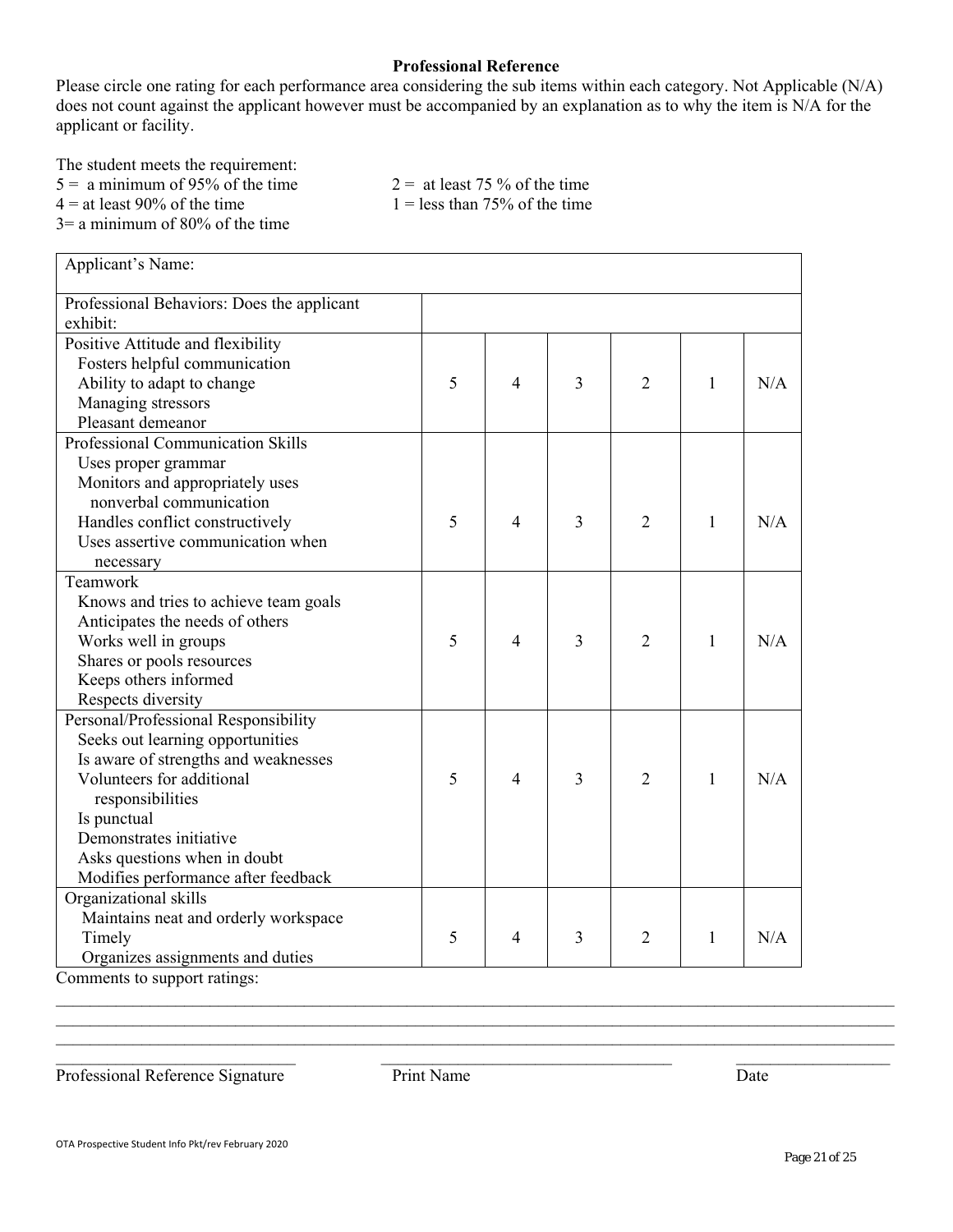**Professional Reference**

Please circle one rating for each performance area considering the sub items within each category. Not Applicable (N/A) does not count against the applicant however must be accompanied by an explanation as to why the item is N/A for the applicant or facility.

The student meets the requirement:

5 = a minimum of 95% of the time
4 = at least 90% of the time
3= a minimum of 80% of the time
2 = at least 75 % of the time
1 = less than 75% of the time

| Applicant's Name: | | | | | | |
|---|---|---|---|---|---|---|
| Professional Behaviors: Does the applicant exhibit: | | | | | | |
| Positive Attitude and flexibility<br>Fosters helpful communication<br>Ability to adapt to change<br>Managing stressors<br>Pleasant demeanor | 5 | 4 | 3 | 2 | 1 | N/A |
| Professional Communication Skills<br>Uses proper grammar<br>Monitors and appropriately uses nonverbal communication<br>Handles conflict constructively<br>Uses assertive communication when necessary | 5 | 4 | 3 | 2 | 1 | N/A |
| Teamwork<br>Knows and tries to achieve team goals<br>Anticipates the needs of others<br>Works well in groups<br>Shares or pools resources<br>Keeps others informed<br>Respects diversity | 5 | 4 | 3 | 2 | 1 | N/A |
| Personal/Professional Responsibility<br>Seeks out learning opportunities<br>Is aware of strengths and weaknesses<br>Volunteers for additional responsibilities<br>Is punctual<br>Demonstrates initiative<br>Asks questions when in doubt<br>Modifies performance after feedback | 5 | 4 | 3 | 2 | 1 | N/A |
| Organizational skills<br>Maintains neat and orderly workspace<br>Timely<br>Organizes assignments and duties | 5 | 4 | 3 | 2 | 1 | N/A |

Comments to support ratings:

___________________________________________________________________________________________

___________________________________________________________________________________________

___________________________________________________________________________________________

_____________________________ _________________________________ __________________

Professional Reference Signature Print Name Date

OTA Prospective Student Info Pkt/rev February 2020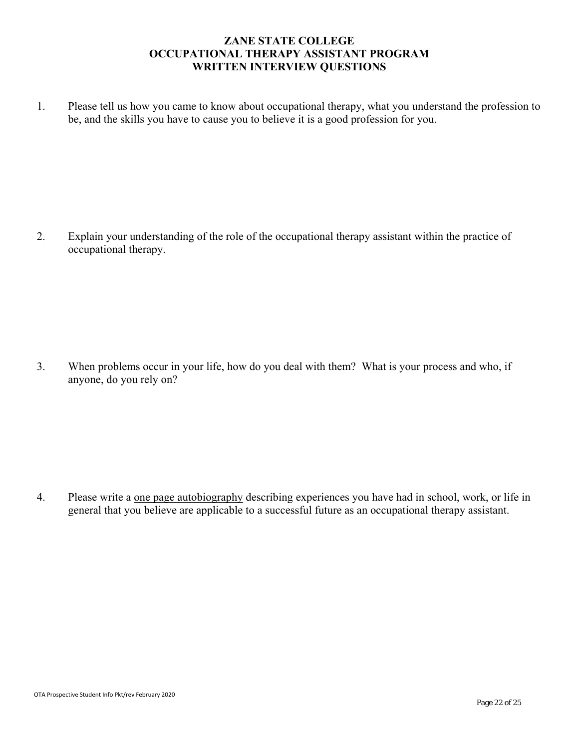# ZANE STATE COLLEGE
## OCCUPATIONAL THERAPY ASSISTANT PROGRAM
## WRITTEN INTERVIEW QUESTIONS

1. Please tell us how you came to know about occupational therapy, what you understand the profession to be, and the skills you have to cause you to believe it is a good profession for you.

2. Explain your understanding of the role of the occupational therapy assistant within the practice of occupational therapy.

3. When problems occur in your life, how do you deal with them? What is your process and who, if anyone, do you rely on?

4. Please write a <u>one page autobiography</u> describing experiences you have had in school, work, or life in general that you believe are applicable to a successful future as an occupational therapy assistant.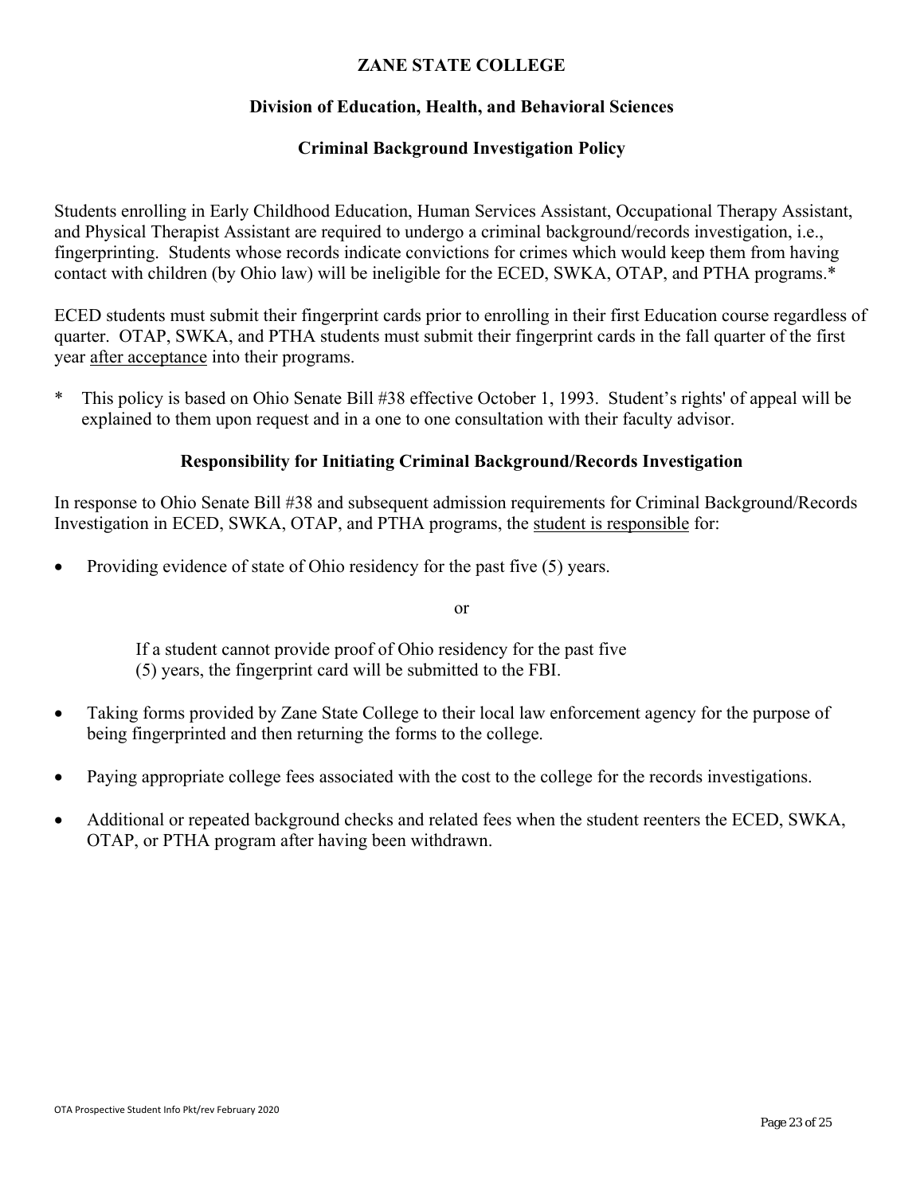# ZANE STATE COLLEGE

## Division of Education, Health, and Behavioral Sciences

### Criminal Background Investigation Policy

Students enrolling in Early Childhood Education, Human Services Assistant, Occupational Therapy Assistant, and Physical Therapist Assistant are required to undergo a criminal background/records investigation, i.e., fingerprinting. Students whose records indicate convictions for crimes which would keep them from having contact with children (by Ohio law) will be ineligible for the ECED, SWKA, OTAP, and PTHA programs.*

ECED students must submit their fingerprint cards prior to enrolling in their first Education course regardless of quarter. OTAP, SWKA, and PTHA students must submit their fingerprint cards in the fall quarter of the first year after acceptance into their programs.

\* This policy is based on Ohio Senate Bill #38 effective October 1, 1993. Student's rights' of appeal will be explained to them upon request and in a one to one consultation with their faculty advisor.

### Responsibility for Initiating Criminal Background/Records Investigation

In response to Ohio Senate Bill #38 and subsequent admission requirements for Criminal Background/Records Investigation in ECED, SWKA, OTAP, and PTHA programs, the student is responsible for:

- Providing evidence of state of Ohio residency for the past five (5) years.

  or

  If a student cannot provide proof of Ohio residency for the past five (5) years, the fingerprint card will be submitted to the FBI.

- Taking forms provided by Zane State College to their local law enforcement agency for the purpose of being fingerprinted and then returning the forms to the college.
- Paying appropriate college fees associated with the cost to the college for the records investigations.
- Additional or repeated background checks and related fees when the student reenters the ECED, SWKA, OTAP, or PTHA program after having been withdrawn.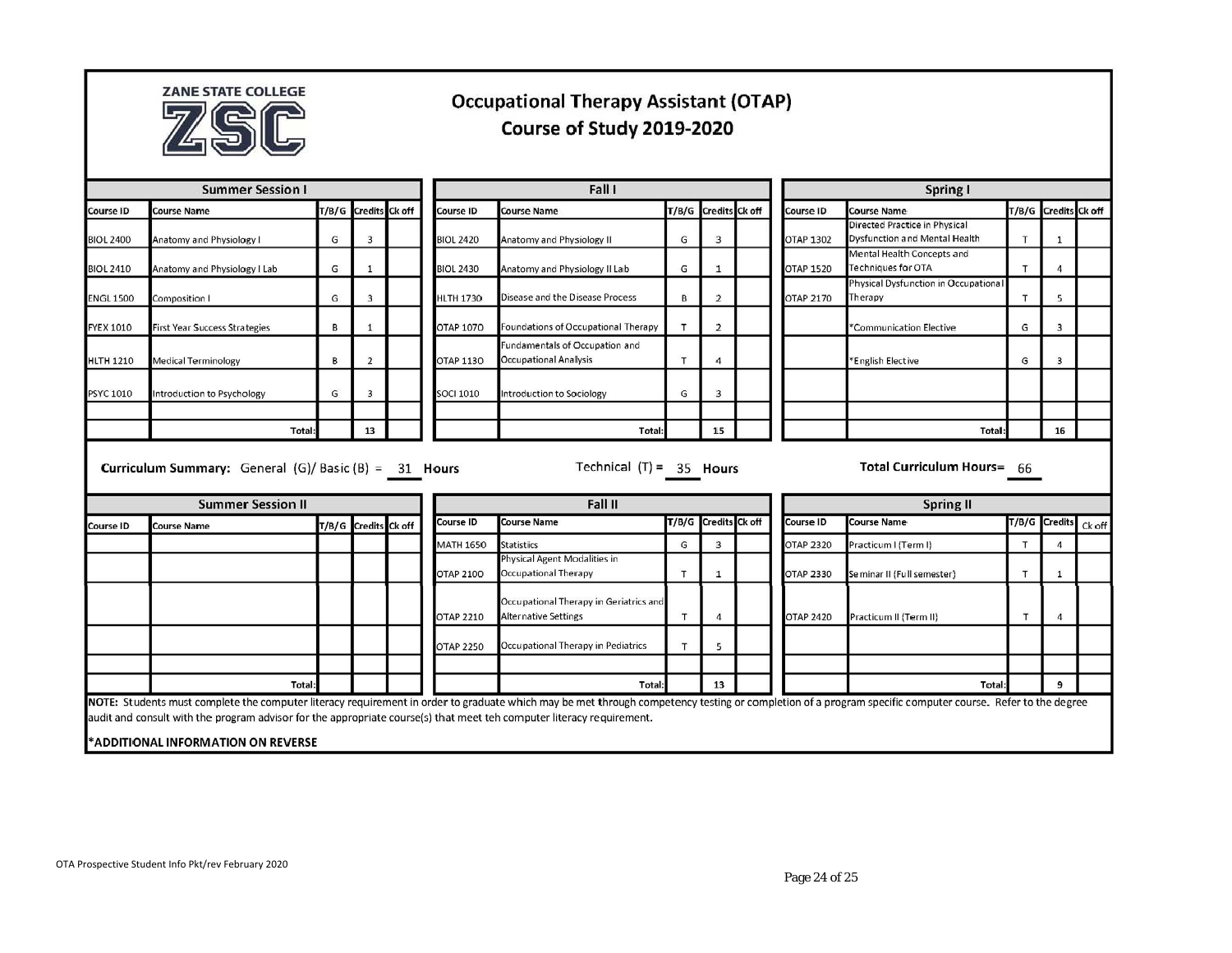# ZANE STATE COLLEGE ZSC

## Occupational Therapy Assistant (OTAP) Course of Study 2019-2020

### Summer Session I

| Course ID | Course Name | T/B/G | Credits | Ck off |
|---|---|---|---|---|
| BIOL 2400 | Anatomy and Physiology I | G | 3 | |
| BIOL 2410 | Anatomy and Physiology I Lab | G | 1 | |
| ENGL 1500 | Composition I | G | 3 | |
| FYEX 1010 | First Year Success Strategies | B | 1 | |
| HLTH 1210 | Medical Terminology | B | 2 | |
| PSYC 1010 | Introduction to Psychology | G | 3 | |
| | Total: | | 13 | |

### Fall I

| Course ID | Course Name | T/B/G | Credits | Ck off |
|---|---|---|---|---|
| BIOL 2420 | Anatomy and Physiology II | G | 3 | |
| BIOL 2430 | Anatomy and Physiology II Lab | G | 1 | |
| HLTH 1730 | Disease and the Disease Process | B | 2 | |
| OTAP 1070 | Foundations of Occupational Therapy | T | 2 | |
| OTAP 1130 | Fundamentals of Occupation and Occupational Analysis | T | 4 | |
| SOCI 1010 | Introduction to Sociology | G | 3 | |
| | Total: | | 15 | |

### Spring I

| Course ID | Course Name | T/B/G | Credits | Ck off |
|---|---|---|---|---|
| OTAP 1302 | Directed Practice in Physical Dysfunction and Mental Health | T | 1 | |
| OTAP 1520 | Mental Health Concepts and Techniques for OTA | T | 4 | |
| OTAP 2170 | Physical Dysfunction in Occupational Therapy | T | 5 | |
| | *Communication Elective | G | 3 | |
| | *English Elective | G | 3 | |
| | Total: | | 16 | |

**Curriculum Summary:** General (G)/ Basic (B) = 31 **Hours** Technical (T) = 35 **Hours** **Total Curriculum Hours=** 66

### Summer Session II

| Course ID | Course Name | T/B/G | Credits | Ck off |
|---|---|---|---|---|
| | Total: | | | |

### Fall II

| Course ID | Course Name | T/B/G | Credits | Ck off |
|---|---|---|---|---|
| MATH 1650 | Statistics | G | 3 | |
| OTAP 2100 | Physical Agent Modalities in Occupational Therapy | T | 1 | |
| OTAP 2210 | Occupational Therapy in Geriatrics and Alternative Settings | T | 4 | |
| OTAP 2250 | Occupational Therapy in Pediatrics | T | 5 | |
| | Total: | | 13 | |

### Spring II

| Course ID | Course Name | T/B/G | Credits | Ck off |
|---|---|---|---|---|
| OTAP 2320 | Practicum I (Term I) | T | 4 | |
| OTAP 2330 | Seminar II (Full semester) | T | 1 | |
| OTAP 2420 | Practicum II (Term II) | T | 4 | |
| | Total: | | 9 | |

**NOTE:** Students must complete the computer literacy requirement in order to graduate which may be met through competency testing or completion of a program specific computer course. Refer to the degree audit and consult with the program advisor for the appropriate course(s) that meet teh computer literacy requirement.

**\*ADDITIONAL INFORMATION ON REVERSE**

OTA Prospective Student Info Pkt/rev February 2020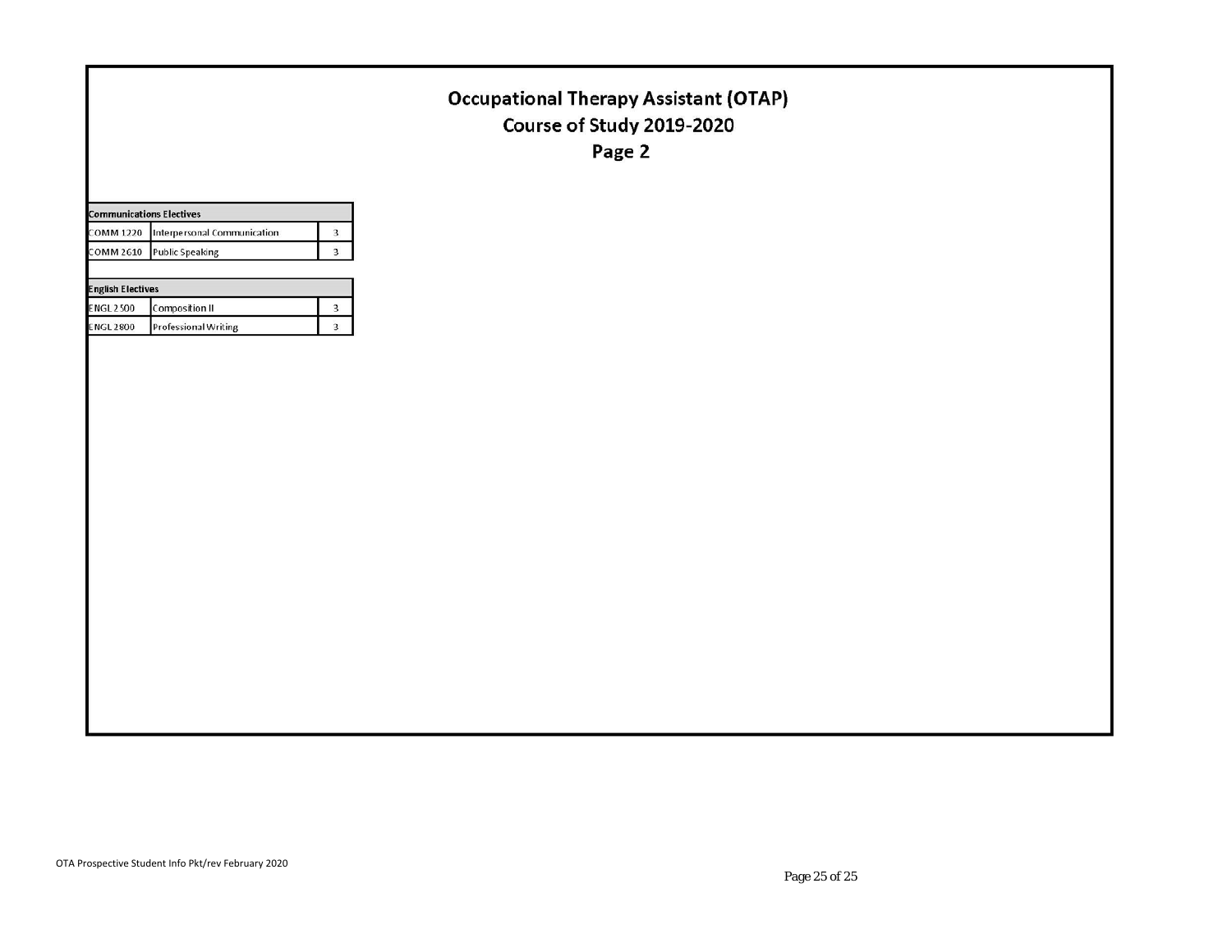# Occupational Therapy Assistant (OTAP)
## Course of Study 2019-2020
### Page 2

| Communications Electives | | |
|---|---|---|
| COMM 1220 | Interpersonal Communication | 3 |
| COMM 2610 | Public Speaking | 3 |

| English Electives | | |
|---|---|---|
| ENGL 2500 | Composition II | 3 |
| ENGL 2800 | Professional Writing | 3 |